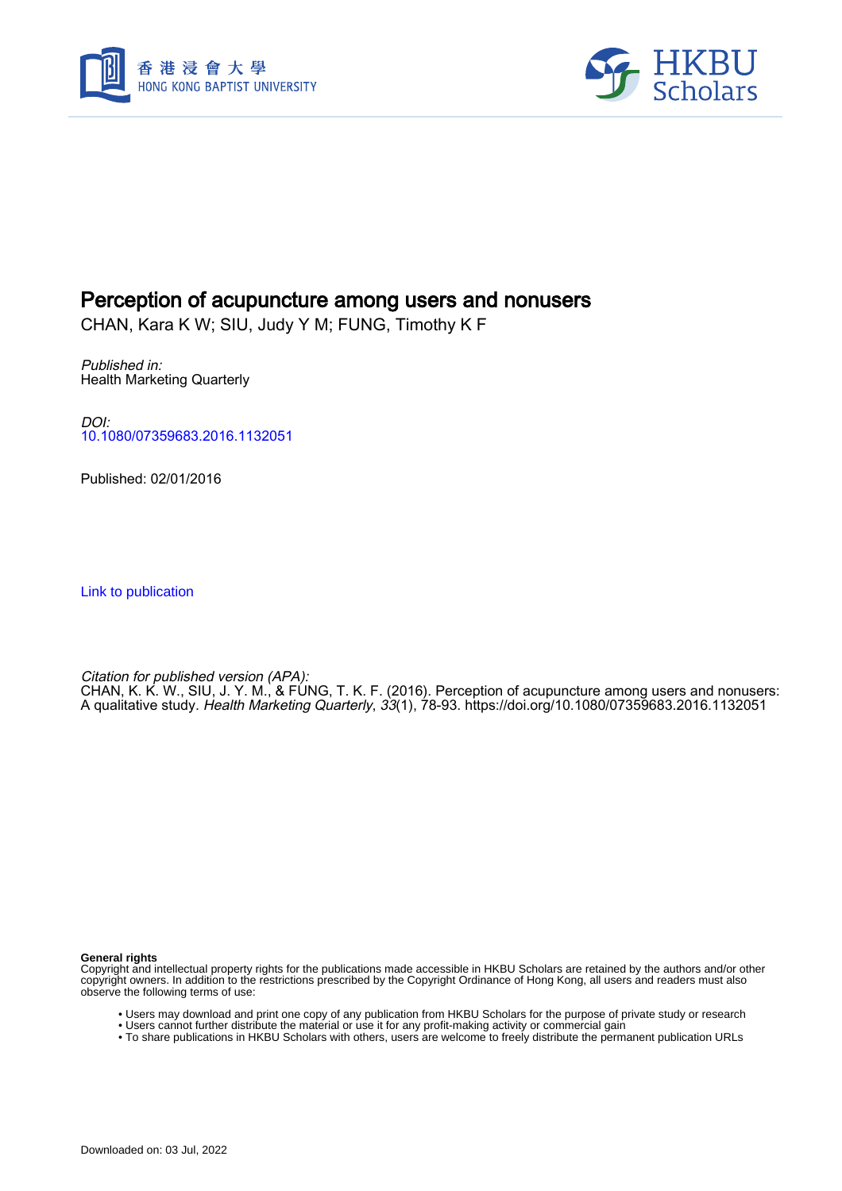# Perception of acupuncture among users and nonusers

CHAN, Kara K W; SIU, Judy Y M; FUNG, Timothy K F

*Published in:*
Health Marketing Quarterly

*DOI:*
10.1080/07359683.2016.1132051

Published: 02/01/2016

Link to publication

*Citation for published version (APA):*
CHAN, K. K. W., SIU, J. Y. M., & FUNG, T. K. F. (2016). Perception of acupuncture among users and nonusers: A qualitative study. *Health Marketing Quarterly*, *33*(1), 78-93. https://doi.org/10.1080/07359683.2016.1132051

**General rights**
Copyright and intellectual property rights for the publications made accessible in HKBU Scholars are retained by the authors and/or other copyright owners. In addition to the restrictions prescribed by the Copyright Ordinance of Hong Kong, all users and readers must also observe the following terms of use:

- Users may download and print one copy of any publication from HKBU Scholars for the purpose of private study or research
- Users cannot further distribute the material or use it for any profit-making activity or commercial gain
- To share publications in HKBU Scholars with others, users are welcome to freely distribute the permanent publication URLs

Downloaded on: 03 Jul, 2022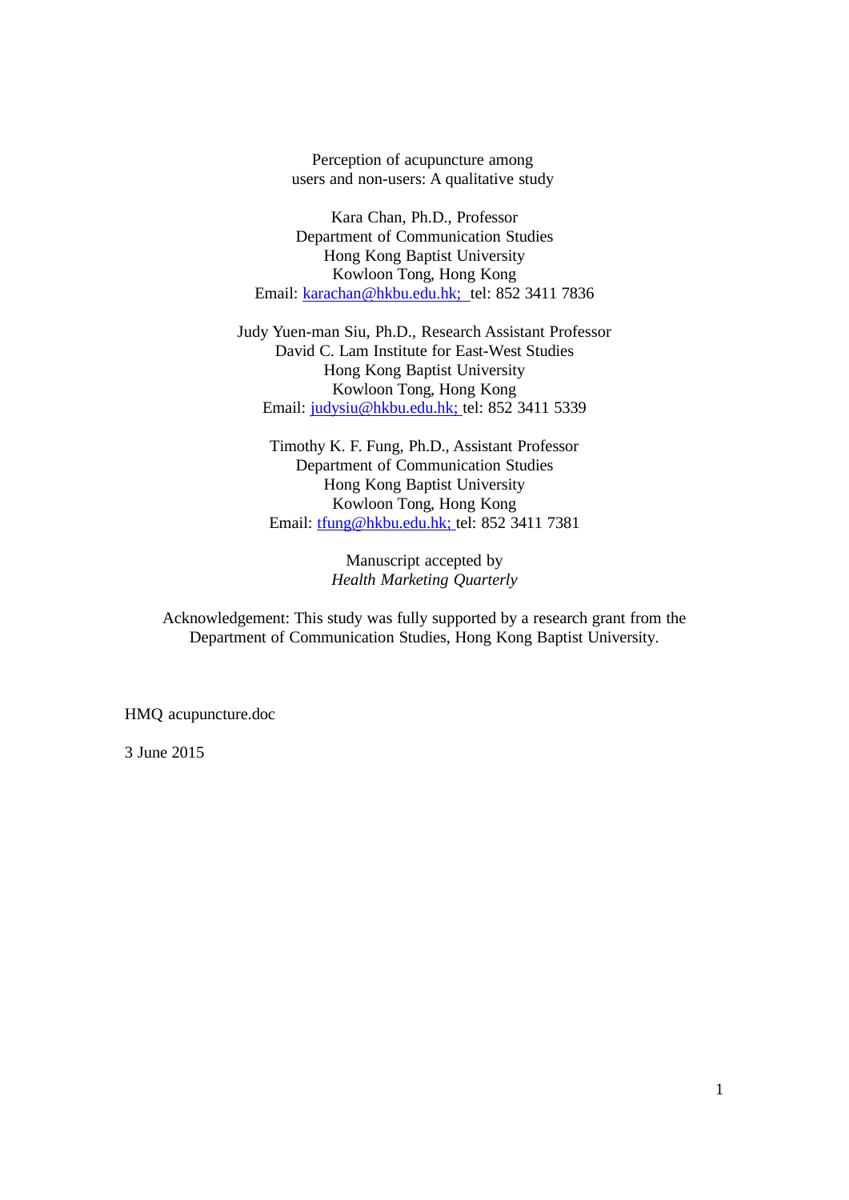Perception of acupuncture among users and non-users: A qualitative study

Kara Chan, Ph.D., Professor
Department of Communication Studies
Hong Kong Baptist University
Kowloon Tong, Hong Kong
Email: karachan@hkbu.edu.hk; tel: 852 3411 7836

Judy Yuen-man Siu, Ph.D., Research Assistant Professor
David C. Lam Institute for East-West Studies
Hong Kong Baptist University
Kowloon Tong, Hong Kong
Email: judysiu@hkbu.edu.hk; tel: 852 3411 5339

Timothy K. F. Fung, Ph.D., Assistant Professor
Department of Communication Studies
Hong Kong Baptist University
Kowloon Tong, Hong Kong
Email: tfung@hkbu.edu.hk; tel: 852 3411 7381

Manuscript accepted by
*Health Marketing Quarterly*

Acknowledgement: This study was fully supported by a research grant from the Department of Communication Studies, Hong Kong Baptist University.

HMQ acupuncture.doc

3 June 2015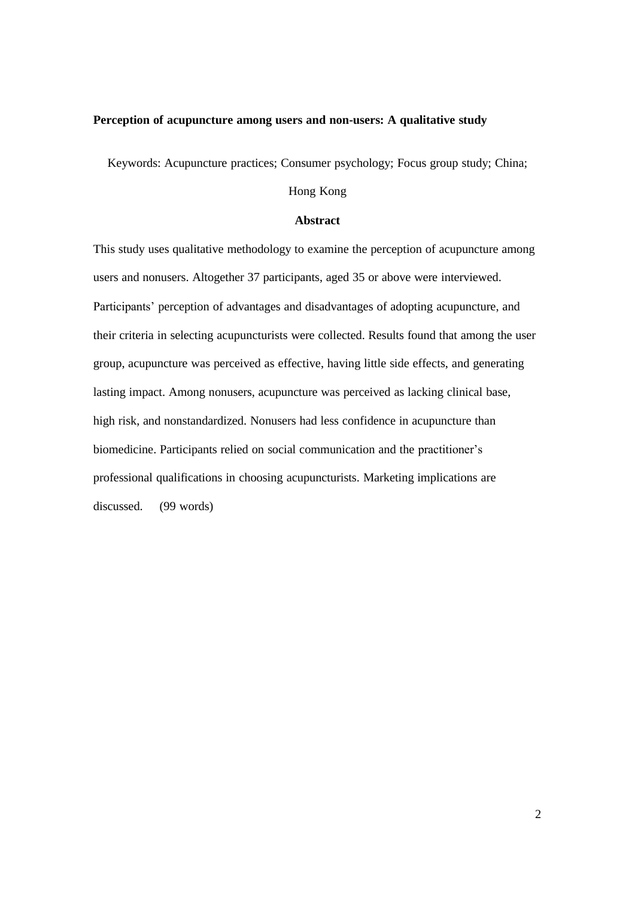**Perception of acupuncture among users and non-users: A qualitative study**

Keywords: Acupuncture practices; Consumer psychology; Focus group study; China; Hong Kong

**Abstract**

This study uses qualitative methodology to examine the perception of acupuncture among users and nonusers. Altogether 37 participants, aged 35 or above were interviewed. Participants' perception of advantages and disadvantages of adopting acupuncture, and their criteria in selecting acupuncturists were collected. Results found that among the user group, acupuncture was perceived as effective, having little side effects, and generating lasting impact. Among nonusers, acupuncture was perceived as lacking clinical base, high risk, and nonstandardized. Nonusers had less confidence in acupuncture than biomedicine. Participants relied on social communication and the practitioner's professional qualifications in choosing acupuncturists. Marketing implications are discussed. (99 words)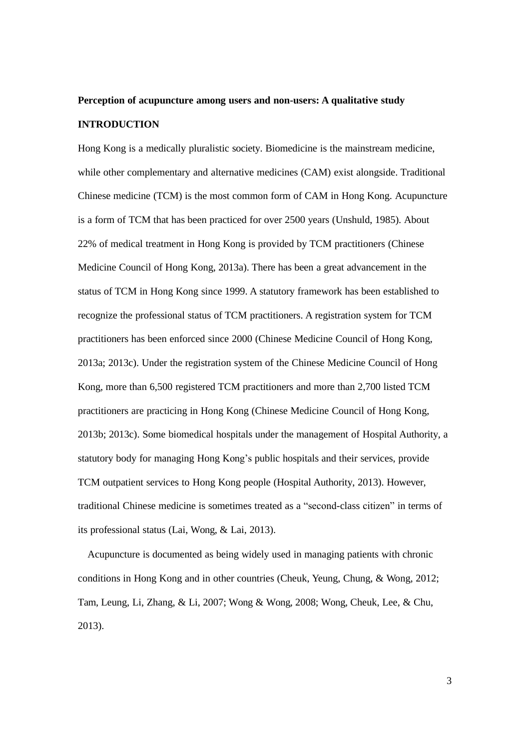**Perception of acupuncture among users and non-users: A qualitative study**

## INTRODUCTION

Hong Kong is a medically pluralistic society. Biomedicine is the mainstream medicine, while other complementary and alternative medicines (CAM) exist alongside. Traditional Chinese medicine (TCM) is the most common form of CAM in Hong Kong. Acupuncture is a form of TCM that has been practiced for over 2500 years (Unshuld, 1985). About 22% of medical treatment in Hong Kong is provided by TCM practitioners (Chinese Medicine Council of Hong Kong, 2013a). There has been a great advancement in the status of TCM in Hong Kong since 1999. A statutory framework has been established to recognize the professional status of TCM practitioners. A registration system for TCM practitioners has been enforced since 2000 (Chinese Medicine Council of Hong Kong, 2013a; 2013c). Under the registration system of the Chinese Medicine Council of Hong Kong, more than 6,500 registered TCM practitioners and more than 2,700 listed TCM practitioners are practicing in Hong Kong (Chinese Medicine Council of Hong Kong, 2013b; 2013c). Some biomedical hospitals under the management of Hospital Authority, a statutory body for managing Hong Kong's public hospitals and their services, provide TCM outpatient services to Hong Kong people (Hospital Authority, 2013). However, traditional Chinese medicine is sometimes treated as a "second-class citizen" in terms of its professional status (Lai, Wong, & Lai, 2013).

Acupuncture is documented as being widely used in managing patients with chronic conditions in Hong Kong and in other countries (Cheuk, Yeung, Chung, & Wong, 2012; Tam, Leung, Li, Zhang, & Li, 2007; Wong & Wong, 2008; Wong, Cheuk, Lee, & Chu, 2013).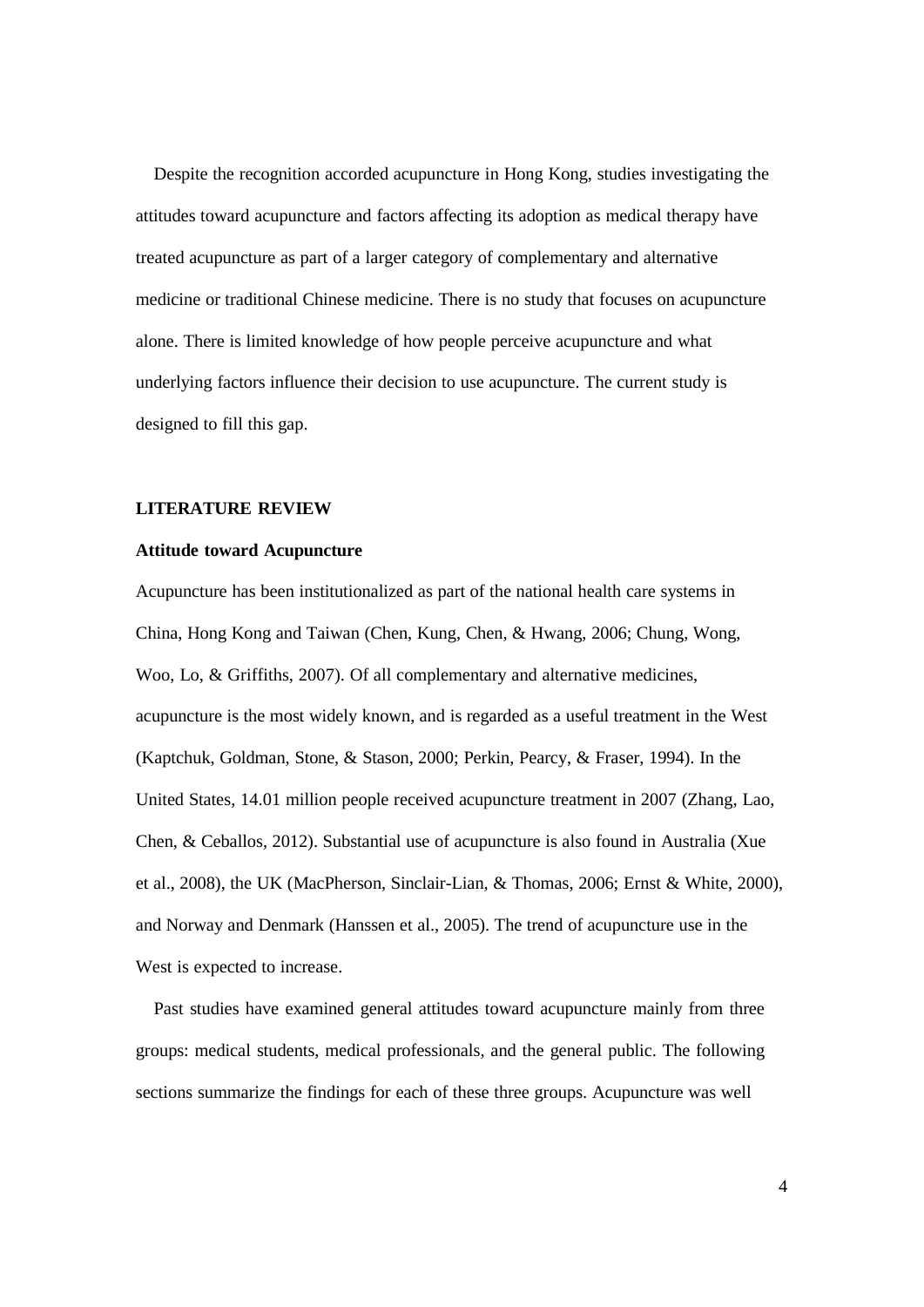Despite the recognition accorded acupuncture in Hong Kong, studies investigating the attitudes toward acupuncture and factors affecting its adoption as medical therapy have treated acupuncture as part of a larger category of complementary and alternative medicine or traditional Chinese medicine. There is no study that focuses on acupuncture alone. There is limited knowledge of how people perceive acupuncture and what underlying factors influence their decision to use acupuncture. The current study is designed to fill this gap.

## LITERATURE REVIEW

### Attitude toward Acupuncture

Acupuncture has been institutionalized as part of the national health care systems in China, Hong Kong and Taiwan (Chen, Kung, Chen, & Hwang, 2006; Chung, Wong, Woo, Lo, & Griffiths, 2007). Of all complementary and alternative medicines, acupuncture is the most widely known, and is regarded as a useful treatment in the West (Kaptchuk, Goldman, Stone, & Stason, 2000; Perkin, Pearcy, & Fraser, 1994). In the United States, 14.01 million people received acupuncture treatment in 2007 (Zhang, Lao, Chen, & Ceballos, 2012). Substantial use of acupuncture is also found in Australia (Xue et al., 2008), the UK (MacPherson, Sinclair-Lian, & Thomas, 2006; Ernst & White, 2000), and Norway and Denmark (Hanssen et al., 2005). The trend of acupuncture use in the West is expected to increase.

Past studies have examined general attitudes toward acupuncture mainly from three groups: medical students, medical professionals, and the general public. The following sections summarize the findings for each of these three groups. Acupuncture was well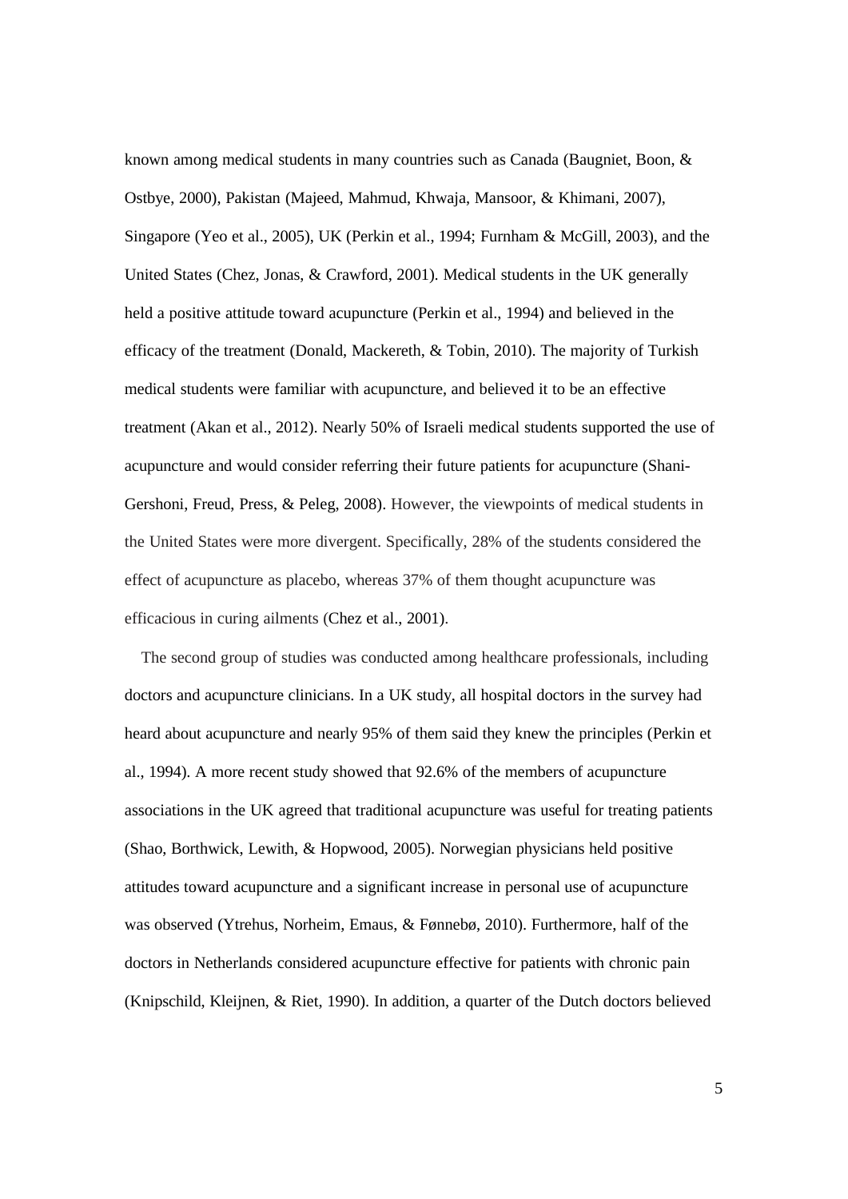known among medical students in many countries such as Canada (Baugniet, Boon, & Ostbye, 2000), Pakistan (Majeed, Mahmud, Khwaja, Mansoor, & Khimani, 2007), Singapore (Yeo et al., 2005), UK (Perkin et al., 1994; Furnham & McGill, 2003), and the United States (Chez, Jonas, & Crawford, 2001). Medical students in the UK generally held a positive attitude toward acupuncture (Perkin et al., 1994) and believed in the efficacy of the treatment (Donald, Mackereth, & Tobin, 2010). The majority of Turkish medical students were familiar with acupuncture, and believed it to be an effective treatment (Akan et al., 2012). Nearly 50% of Israeli medical students supported the use of acupuncture and would consider referring their future patients for acupuncture (Shani-Gershoni, Freud, Press, & Peleg, 2008). However, the viewpoints of medical students in the United States were more divergent. Specifically, 28% of the students considered the effect of acupuncture as placebo, whereas 37% of them thought acupuncture was efficacious in curing ailments (Chez et al., 2001).

The second group of studies was conducted among healthcare professionals, including doctors and acupuncture clinicians. In a UK study, all hospital doctors in the survey had heard about acupuncture and nearly 95% of them said they knew the principles (Perkin et al., 1994). A more recent study showed that 92.6% of the members of acupuncture associations in the UK agreed that traditional acupuncture was useful for treating patients (Shao, Borthwick, Lewith, & Hopwood, 2005). Norwegian physicians held positive attitudes toward acupuncture and a significant increase in personal use of acupuncture was observed (Ytrehus, Norheim, Emaus, & Fønnebø, 2010). Furthermore, half of the doctors in Netherlands considered acupuncture effective for patients with chronic pain (Knipschild, Kleijnen, & Riet, 1990). In addition, a quarter of the Dutch doctors believed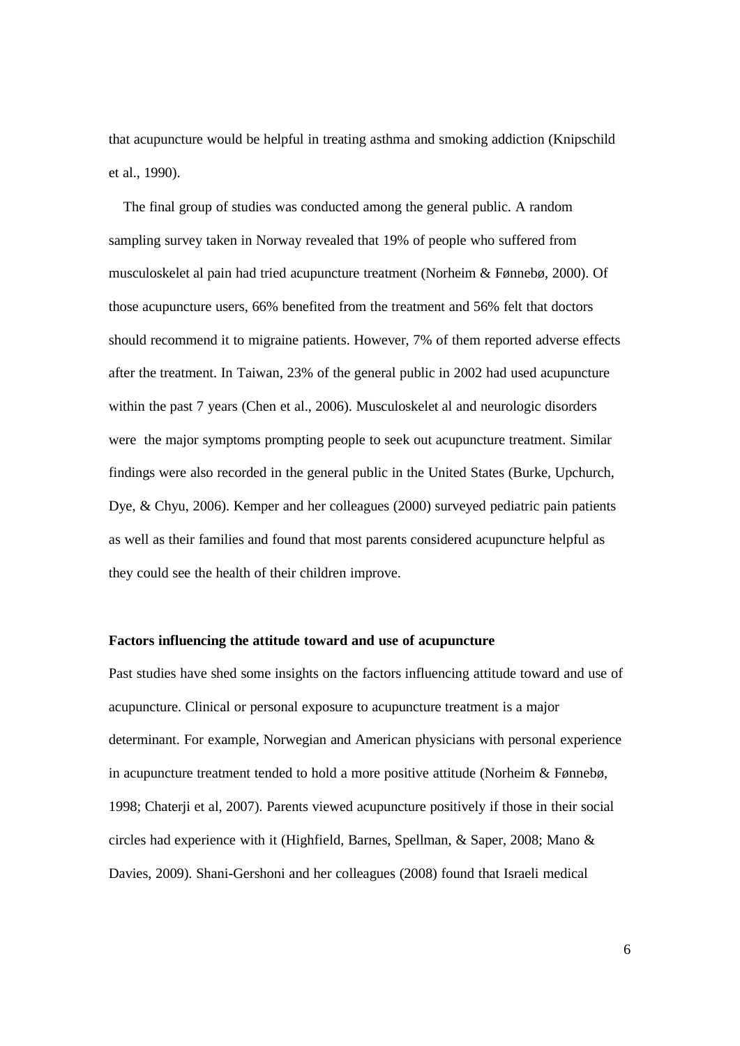that acupuncture would be helpful in treating asthma and smoking addiction (Knipschild et al., 1990).

The final group of studies was conducted among the general public. A random sampling survey taken in Norway revealed that 19% of people who suffered from musculoskelet al pain had tried acupuncture treatment (Norheim & Fønnebø, 2000). Of those acupuncture users, 66% benefited from the treatment and 56% felt that doctors should recommend it to migraine patients. However, 7% of them reported adverse effects after the treatment. In Taiwan, 23% of the general public in 2002 had used acupuncture within the past 7 years (Chen et al., 2006). Musculoskelet al and neurologic disorders were the major symptoms prompting people to seek out acupuncture treatment. Similar findings were also recorded in the general public in the United States (Burke, Upchurch, Dye, & Chyu, 2006). Kemper and her colleagues (2000) surveyed pediatric pain patients as well as their families and found that most parents considered acupuncture helpful as they could see the health of their children improve.

**Factors influencing the attitude toward and use of acupuncture**

Past studies have shed some insights on the factors influencing attitude toward and use of acupuncture. Clinical or personal exposure to acupuncture treatment is a major determinant. For example, Norwegian and American physicians with personal experience in acupuncture treatment tended to hold a more positive attitude (Norheim & Fønnebø, 1998; Chaterji et al, 2007). Parents viewed acupuncture positively if those in their social circles had experience with it (Highfield, Barnes, Spellman, & Saper, 2008; Mano & Davies, 2009). Shani-Gershoni and her colleagues (2008) found that Israeli medical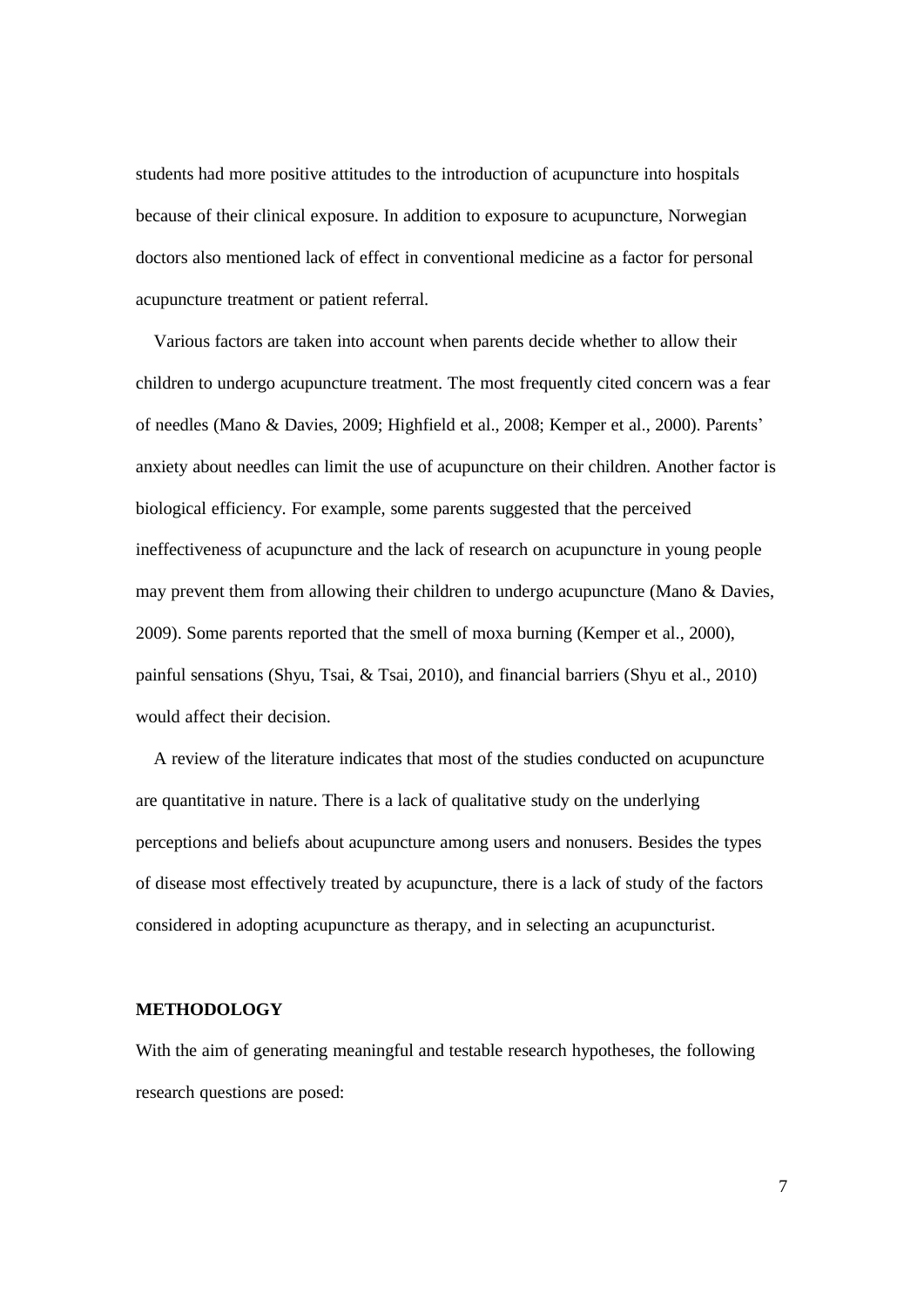students had more positive attitudes to the introduction of acupuncture into hospitals because of their clinical exposure. In addition to exposure to acupuncture, Norwegian doctors also mentioned lack of effect in conventional medicine as a factor for personal acupuncture treatment or patient referral.

Various factors are taken into account when parents decide whether to allow their children to undergo acupuncture treatment. The most frequently cited concern was a fear of needles (Mano & Davies, 2009; Highfield et al., 2008; Kemper et al., 2000). Parents' anxiety about needles can limit the use of acupuncture on their children. Another factor is biological efficiency. For example, some parents suggested that the perceived ineffectiveness of acupuncture and the lack of research on acupuncture in young people may prevent them from allowing their children to undergo acupuncture (Mano & Davies, 2009). Some parents reported that the smell of moxa burning (Kemper et al., 2000), painful sensations (Shyu, Tsai, & Tsai, 2010), and financial barriers (Shyu et al., 2010) would affect their decision.

A review of the literature indicates that most of the studies conducted on acupuncture are quantitative in nature. There is a lack of qualitative study on the underlying perceptions and beliefs about acupuncture among users and nonusers. Besides the types of disease most effectively treated by acupuncture, there is a lack of study of the factors considered in adopting acupuncture as therapy, and in selecting an acupuncturist.

## METHODOLOGY

With the aim of generating meaningful and testable research hypotheses, the following research questions are posed: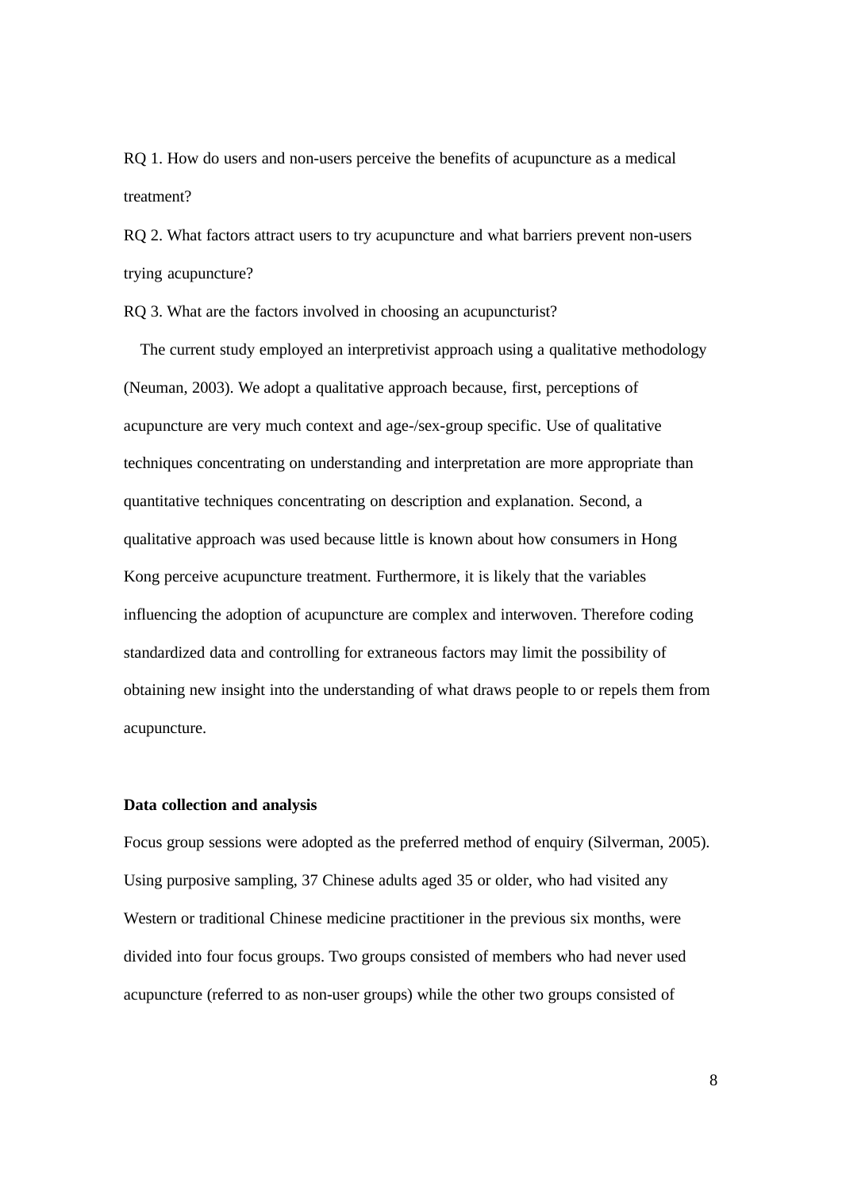RQ 1. How do users and non-users perceive the benefits of acupuncture as a medical treatment?

RQ 2. What factors attract users to try acupuncture and what barriers prevent non-users trying acupuncture?

RQ 3. What are the factors involved in choosing an acupuncturist?

The current study employed an interpretivist approach using a qualitative methodology (Neuman, 2003). We adopt a qualitative approach because, first, perceptions of acupuncture are very much context and age-/sex-group specific. Use of qualitative techniques concentrating on understanding and interpretation are more appropriate than quantitative techniques concentrating on description and explanation. Second, a qualitative approach was used because little is known about how consumers in Hong Kong perceive acupuncture treatment. Furthermore, it is likely that the variables influencing the adoption of acupuncture are complex and interwoven. Therefore coding standardized data and controlling for extraneous factors may limit the possibility of obtaining new insight into the understanding of what draws people to or repels them from acupuncture.

**Data collection and analysis**

Focus group sessions were adopted as the preferred method of enquiry (Silverman, 2005). Using purposive sampling, 37 Chinese adults aged 35 or older, who had visited any Western or traditional Chinese medicine practitioner in the previous six months, were divided into four focus groups. Two groups consisted of members who had never used acupuncture (referred to as non-user groups) while the other two groups consisted of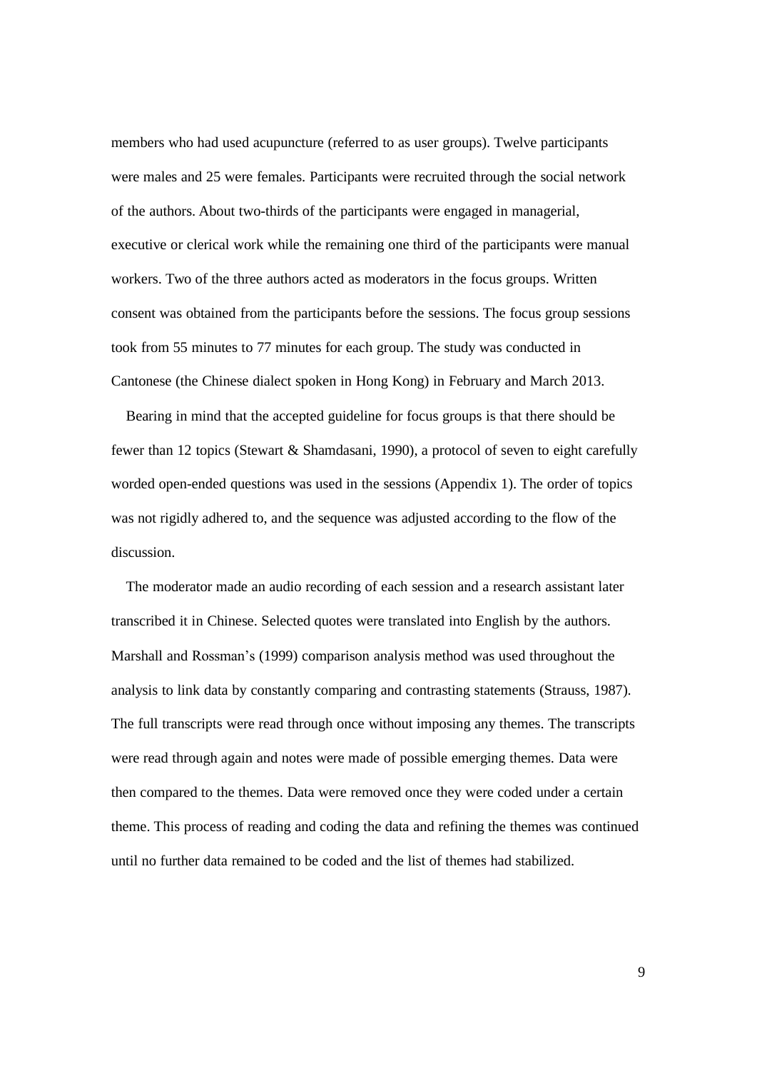members who had used acupuncture (referred to as user groups). Twelve participants were males and 25 were females. Participants were recruited through the social network of the authors. About two-thirds of the participants were engaged in managerial, executive or clerical work while the remaining one third of the participants were manual workers. Two of the three authors acted as moderators in the focus groups. Written consent was obtained from the participants before the sessions. The focus group sessions took from 55 minutes to 77 minutes for each group. The study was conducted in Cantonese (the Chinese dialect spoken in Hong Kong) in February and March 2013.

Bearing in mind that the accepted guideline for focus groups is that there should be fewer than 12 topics (Stewart & Shamdasani, 1990), a protocol of seven to eight carefully worded open-ended questions was used in the sessions (Appendix 1). The order of topics was not rigidly adhered to, and the sequence was adjusted according to the flow of the discussion.

The moderator made an audio recording of each session and a research assistant later transcribed it in Chinese. Selected quotes were translated into English by the authors. Marshall and Rossman's (1999) comparison analysis method was used throughout the analysis to link data by constantly comparing and contrasting statements (Strauss, 1987). The full transcripts were read through once without imposing any themes. The transcripts were read through again and notes were made of possible emerging themes. Data were then compared to the themes. Data were removed once they were coded under a certain theme. This process of reading and coding the data and refining the themes was continued until no further data remained to be coded and the list of themes had stabilized.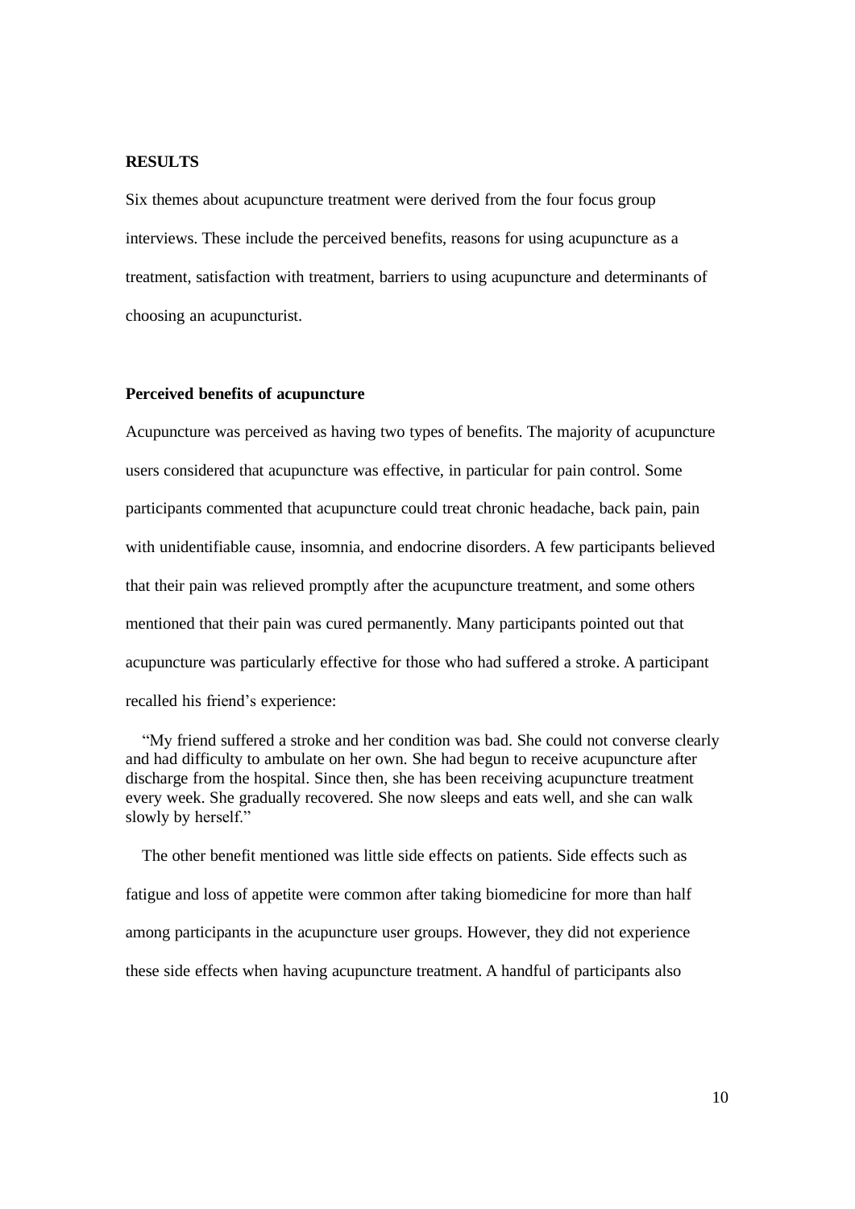## RESULTS

Six themes about acupuncture treatment were derived from the four focus group interviews. These include the perceived benefits, reasons for using acupuncture as a treatment, satisfaction with treatment, barriers to using acupuncture and determinants of choosing an acupuncturist.

### Perceived benefits of acupuncture

Acupuncture was perceived as having two types of benefits. The majority of acupuncture users considered that acupuncture was effective, in particular for pain control. Some participants commented that acupuncture could treat chronic headache, back pain, pain with unidentifiable cause, insomnia, and endocrine disorders. A few participants believed that their pain was relieved promptly after the acupuncture treatment, and some others mentioned that their pain was cured permanently. Many participants pointed out that acupuncture was particularly effective for those who had suffered a stroke. A participant recalled his friend's experience:

> "My friend suffered a stroke and her condition was bad. She could not converse clearly and had difficulty to ambulate on her own. She had begun to receive acupuncture after discharge from the hospital. Since then, she has been receiving acupuncture treatment every week. She gradually recovered. She now sleeps and eats well, and she can walk slowly by herself."

The other benefit mentioned was little side effects on patients. Side effects such as fatigue and loss of appetite were common after taking biomedicine for more than half among participants in the acupuncture user groups. However, they did not experience these side effects when having acupuncture treatment. A handful of participants also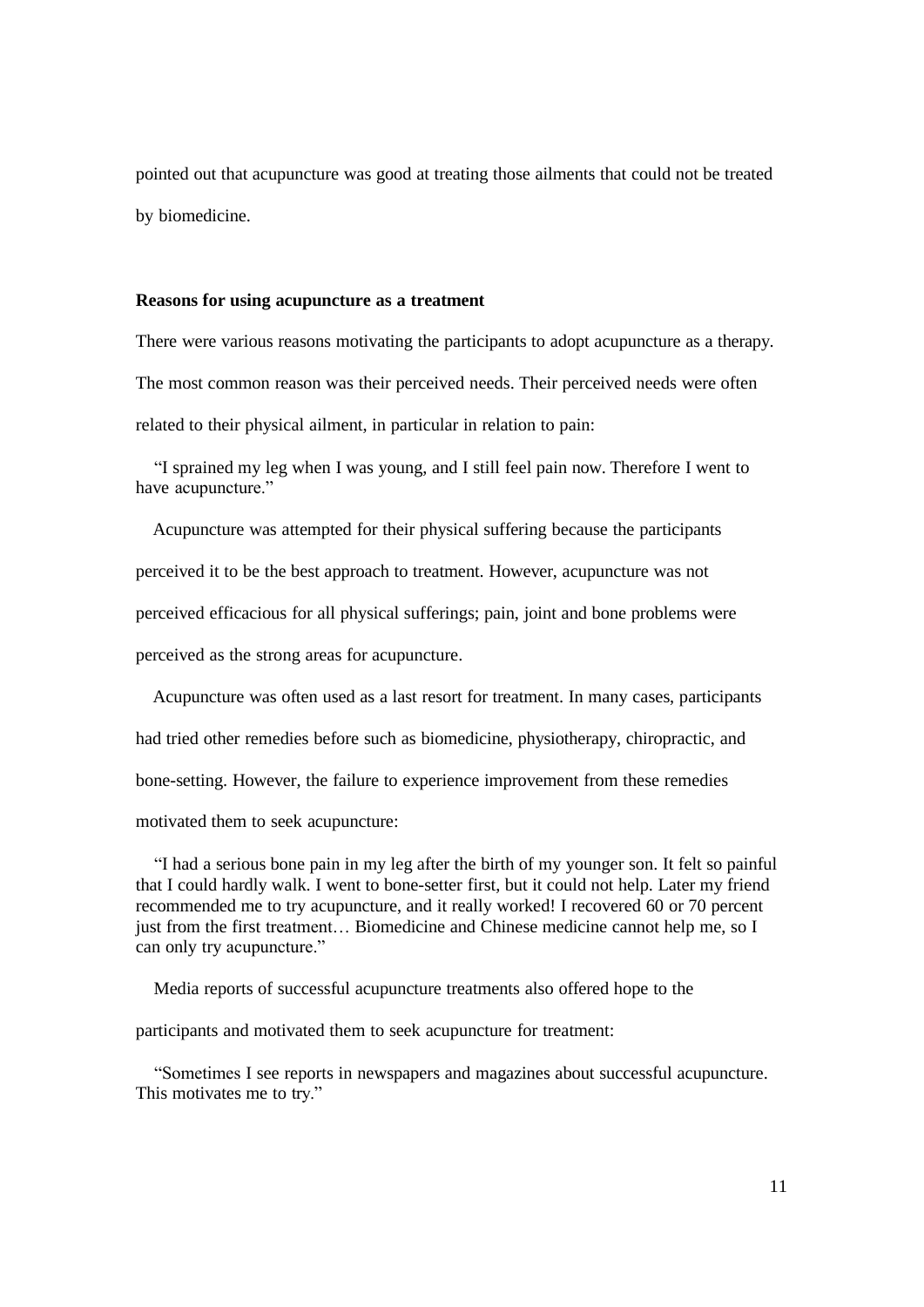pointed out that acupuncture was good at treating those ailments that could not be treated by biomedicine.

**Reasons for using acupuncture as a treatment**

There were various reasons motivating the participants to adopt acupuncture as a therapy. The most common reason was their perceived needs. Their perceived needs were often related to their physical ailment, in particular in relation to pain:

> "I sprained my leg when I was young, and I still feel pain now. Therefore I went to have acupuncture."

Acupuncture was attempted for their physical suffering because the participants perceived it to be the best approach to treatment. However, acupuncture was not perceived efficacious for all physical sufferings; pain, joint and bone problems were perceived as the strong areas for acupuncture.

Acupuncture was often used as a last resort for treatment. In many cases, participants had tried other remedies before such as biomedicine, physiotherapy, chiropractic, and bone-setting. However, the failure to experience improvement from these remedies motivated them to seek acupuncture:

> "I had a serious bone pain in my leg after the birth of my younger son. It felt so painful that I could hardly walk. I went to bone-setter first, but it could not help. Later my friend recommended me to try acupuncture, and it really worked! I recovered 60 or 70 percent just from the first treatment… Biomedicine and Chinese medicine cannot help me, so I can only try acupuncture."

Media reports of successful acupuncture treatments also offered hope to the participants and motivated them to seek acupuncture for treatment:

> "Sometimes I see reports in newspapers and magazines about successful acupuncture. This motivates me to try."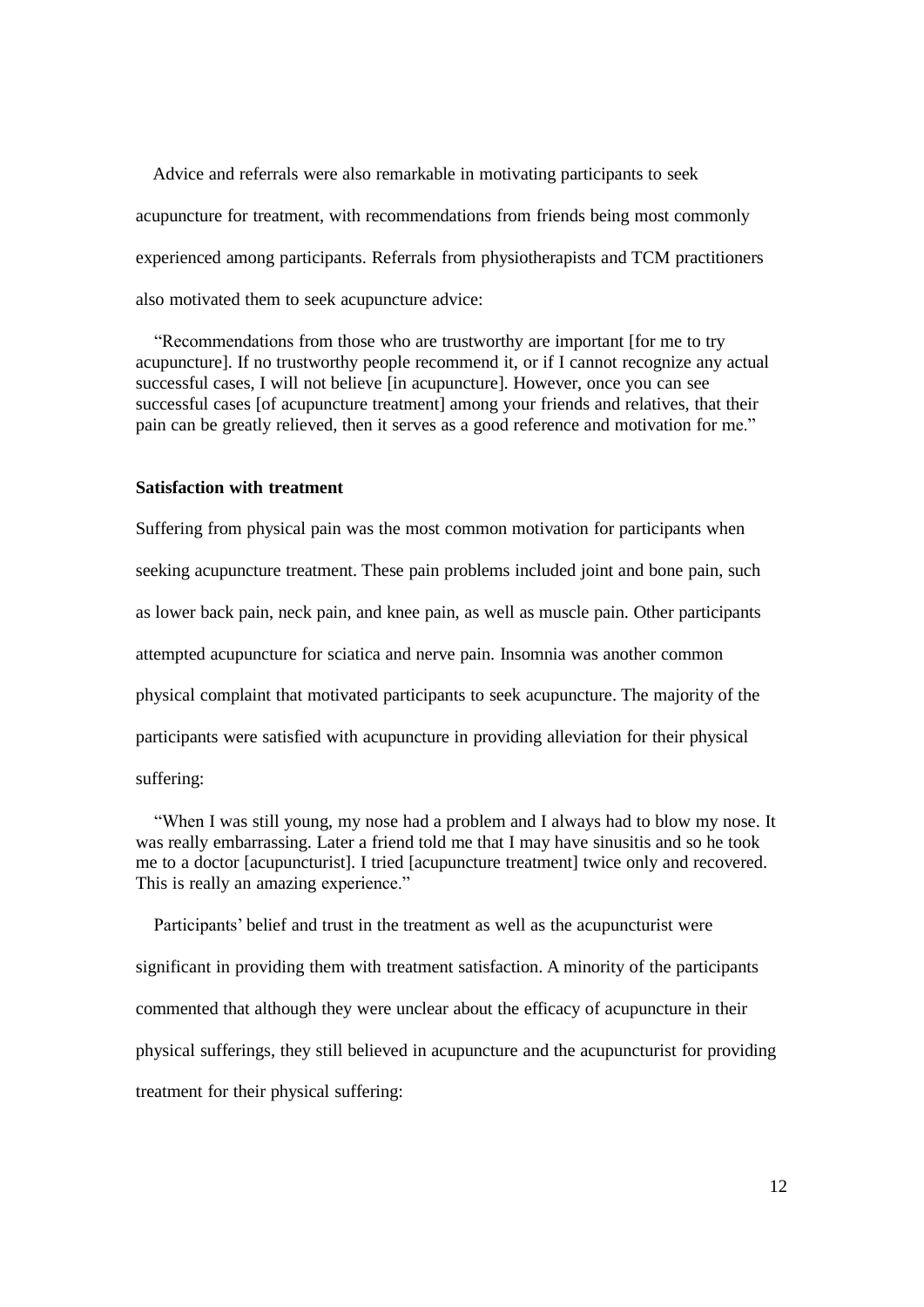Advice and referrals were also remarkable in motivating participants to seek acupuncture for treatment, with recommendations from friends being most commonly experienced among participants. Referrals from physiotherapists and TCM practitioners also motivated them to seek acupuncture advice:

> "Recommendations from those who are trustworthy are important [for me to try acupuncture]. If no trustworthy people recommend it, or if I cannot recognize any actual successful cases, I will not believe [in acupuncture]. However, once you can see successful cases [of acupuncture treatment] among your friends and relatives, that their pain can be greatly relieved, then it serves as a good reference and motivation for me."

**Satisfaction with treatment**

Suffering from physical pain was the most common motivation for participants when seeking acupuncture treatment. These pain problems included joint and bone pain, such as lower back pain, neck pain, and knee pain, as well as muscle pain. Other participants attempted acupuncture for sciatica and nerve pain. Insomnia was another common physical complaint that motivated participants to seek acupuncture. The majority of the participants were satisfied with acupuncture in providing alleviation for their physical suffering:

> "When I was still young, my nose had a problem and I always had to blow my nose. It was really embarrassing. Later a friend told me that I may have sinusitis and so he took me to a doctor [acupuncturist]. I tried [acupuncture treatment] twice only and recovered. This is really an amazing experience."

Participants' belief and trust in the treatment as well as the acupuncturist were significant in providing them with treatment satisfaction. A minority of the participants commented that although they were unclear about the efficacy of acupuncture in their physical sufferings, they still believed in acupuncture and the acupuncturist for providing treatment for their physical suffering: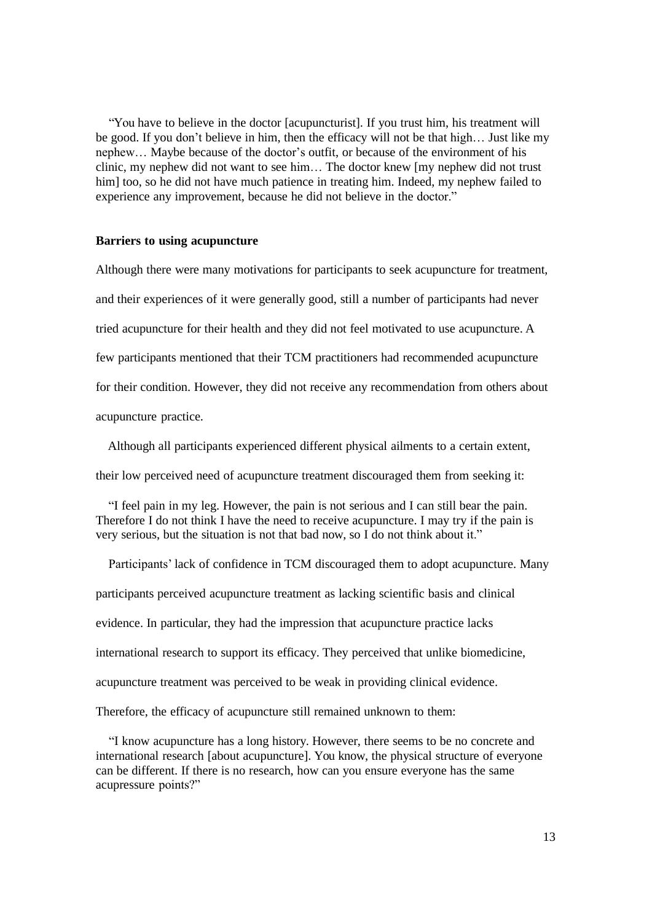"You have to believe in the doctor [acupuncturist]. If you trust him, his treatment will be good. If you don't believe in him, then the efficacy will not be that high… Just like my nephew… Maybe because of the doctor's outfit, or because of the environment of his clinic, my nephew did not want to see him… The doctor knew [my nephew did not trust him] too, so he did not have much patience in treating him. Indeed, my nephew failed to experience any improvement, because he did not believe in the doctor."

**Barriers to using acupuncture**

Although there were many motivations for participants to seek acupuncture for treatment, and their experiences of it were generally good, still a number of participants had never tried acupuncture for their health and they did not feel motivated to use acupuncture. A few participants mentioned that their TCM practitioners had recommended acupuncture for their condition. However, they did not receive any recommendation from others about acupuncture practice.

Although all participants experienced different physical ailments to a certain extent, their low perceived need of acupuncture treatment discouraged them from seeking it:

"I feel pain in my leg. However, the pain is not serious and I can still bear the pain. Therefore I do not think I have the need to receive acupuncture. I may try if the pain is very serious, but the situation is not that bad now, so I do not think about it."

Participants' lack of confidence in TCM discouraged them to adopt acupuncture. Many participants perceived acupuncture treatment as lacking scientific basis and clinical evidence. In particular, they had the impression that acupuncture practice lacks international research to support its efficacy. They perceived that unlike biomedicine, acupuncture treatment was perceived to be weak in providing clinical evidence. Therefore, the efficacy of acupuncture still remained unknown to them:

"I know acupuncture has a long history. However, there seems to be no concrete and international research [about acupuncture]. You know, the physical structure of everyone can be different. If there is no research, how can you ensure everyone has the same acupressure points?"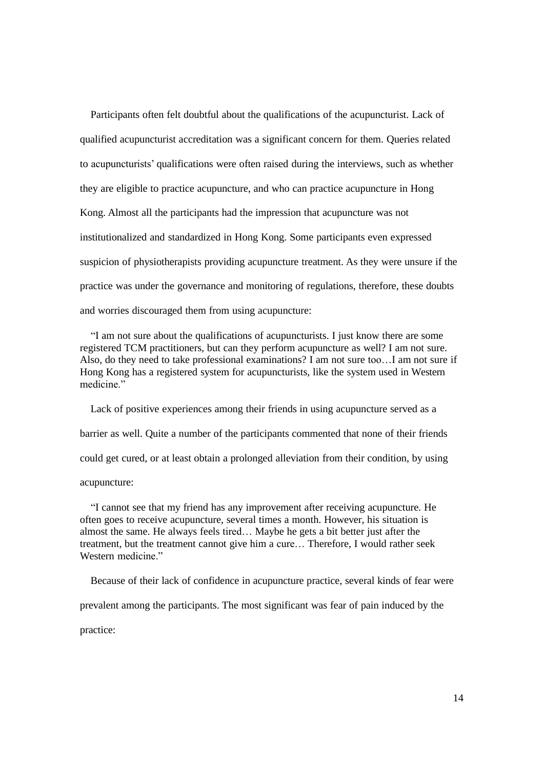Participants often felt doubtful about the qualifications of the acupuncturist. Lack of qualified acupuncturist accreditation was a significant concern for them. Queries related to acupuncturists' qualifications were often raised during the interviews, such as whether they are eligible to practice acupuncture, and who can practice acupuncture in Hong Kong. Almost all the participants had the impression that acupuncture was not institutionalized and standardized in Hong Kong. Some participants even expressed suspicion of physiotherapists providing acupuncture treatment. As they were unsure if the practice was under the governance and monitoring of regulations, therefore, these doubts and worries discouraged them from using acupuncture:

> "I am not sure about the qualifications of acupuncturists. I just know there are some registered TCM practitioners, but can they perform acupuncture as well? I am not sure. Also, do they need to take professional examinations? I am not sure too…I am not sure if Hong Kong has a registered system for acupuncturists, like the system used in Western medicine."

Lack of positive experiences among their friends in using acupuncture served as a barrier as well. Quite a number of the participants commented that none of their friends could get cured, or at least obtain a prolonged alleviation from their condition, by using acupuncture:

> "I cannot see that my friend has any improvement after receiving acupuncture. He often goes to receive acupuncture, several times a month. However, his situation is almost the same. He always feels tired… Maybe he gets a bit better just after the treatment, but the treatment cannot give him a cure… Therefore, I would rather seek Western medicine."

Because of their lack of confidence in acupuncture practice, several kinds of fear were prevalent among the participants. The most significant was fear of pain induced by the practice: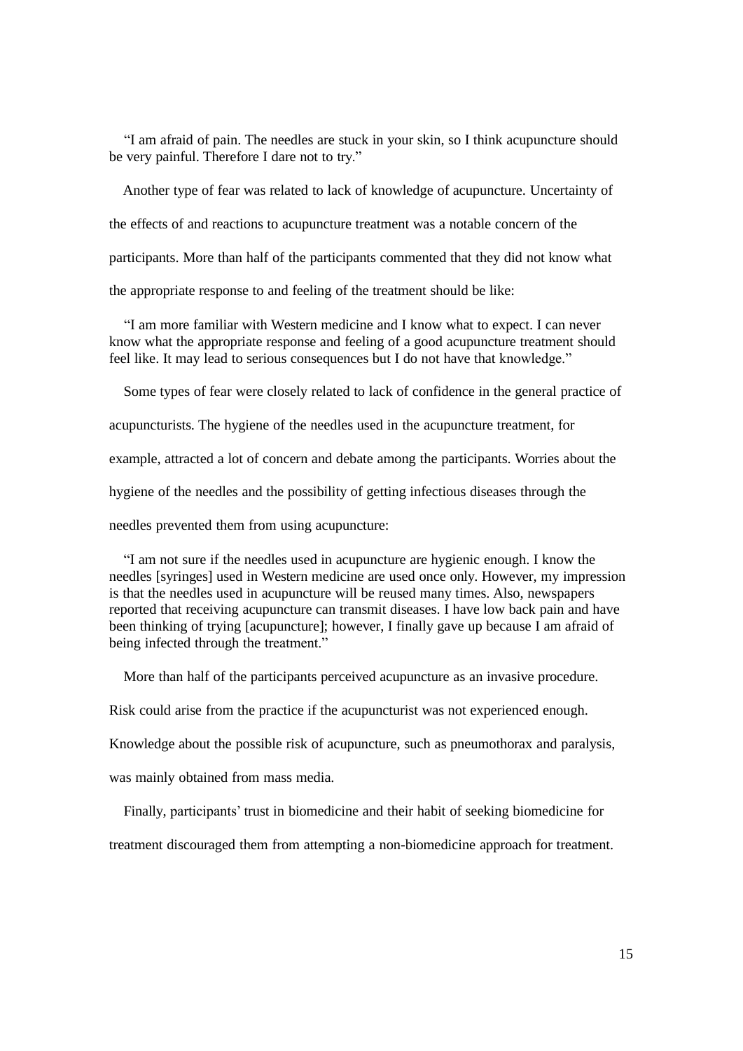"I am afraid of pain. The needles are stuck in your skin, so I think acupuncture should be very painful. Therefore I dare not to try."

Another type of fear was related to lack of knowledge of acupuncture. Uncertainty of the effects of and reactions to acupuncture treatment was a notable concern of the participants. More than half of the participants commented that they did not know what the appropriate response to and feeling of the treatment should be like:

"I am more familiar with Western medicine and I know what to expect. I can never know what the appropriate response and feeling of a good acupuncture treatment should feel like. It may lead to serious consequences but I do not have that knowledge."

Some types of fear were closely related to lack of confidence in the general practice of acupuncturists. The hygiene of the needles used in the acupuncture treatment, for example, attracted a lot of concern and debate among the participants. Worries about the hygiene of the needles and the possibility of getting infectious diseases through the needles prevented them from using acupuncture:

"I am not sure if the needles used in acupuncture are hygienic enough. I know the needles [syringes] used in Western medicine are used once only. However, my impression is that the needles used in acupuncture will be reused many times. Also, newspapers reported that receiving acupuncture can transmit diseases. I have low back pain and have been thinking of trying [acupuncture]; however, I finally gave up because I am afraid of being infected through the treatment."

More than half of the participants perceived acupuncture as an invasive procedure. Risk could arise from the practice if the acupuncturist was not experienced enough. Knowledge about the possible risk of acupuncture, such as pneumothorax and paralysis, was mainly obtained from mass media.

Finally, participants' trust in biomedicine and their habit of seeking biomedicine for treatment discouraged them from attempting a non-biomedicine approach for treatment.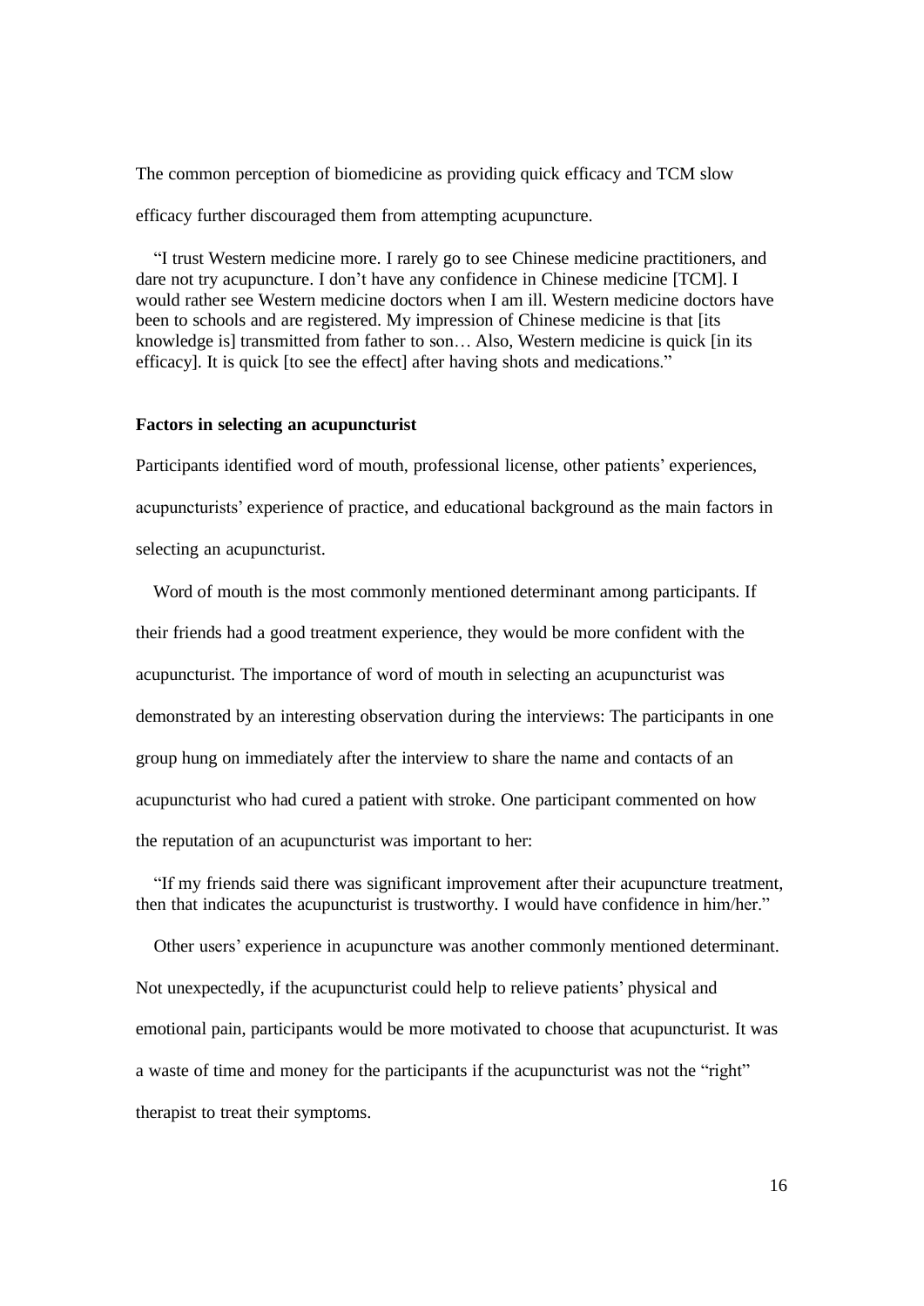The common perception of biomedicine as providing quick efficacy and TCM slow efficacy further discouraged them from attempting acupuncture.

> "I trust Western medicine more. I rarely go to see Chinese medicine practitioners, and dare not try acupuncture. I don't have any confidence in Chinese medicine [TCM]. I would rather see Western medicine doctors when I am ill. Western medicine doctors have been to schools and are registered. My impression of Chinese medicine is that [its knowledge is] transmitted from father to son… Also, Western medicine is quick [in its efficacy]. It is quick [to see the effect] after having shots and medications."

**Factors in selecting an acupuncturist**

Participants identified word of mouth, professional license, other patients' experiences, acupuncturists' experience of practice, and educational background as the main factors in selecting an acupuncturist.

Word of mouth is the most commonly mentioned determinant among participants. If their friends had a good treatment experience, they would be more confident with the acupuncturist. The importance of word of mouth in selecting an acupuncturist was demonstrated by an interesting observation during the interviews: The participants in one group hung on immediately after the interview to share the name and contacts of an acupuncturist who had cured a patient with stroke. One participant commented on how the reputation of an acupuncturist was important to her:

> "If my friends said there was significant improvement after their acupuncture treatment, then that indicates the acupuncturist is trustworthy. I would have confidence in him/her."

Other users' experience in acupuncture was another commonly mentioned determinant. Not unexpectedly, if the acupuncturist could help to relieve patients' physical and emotional pain, participants would be more motivated to choose that acupuncturist. It was a waste of time and money for the participants if the acupuncturist was not the "right" therapist to treat their symptoms.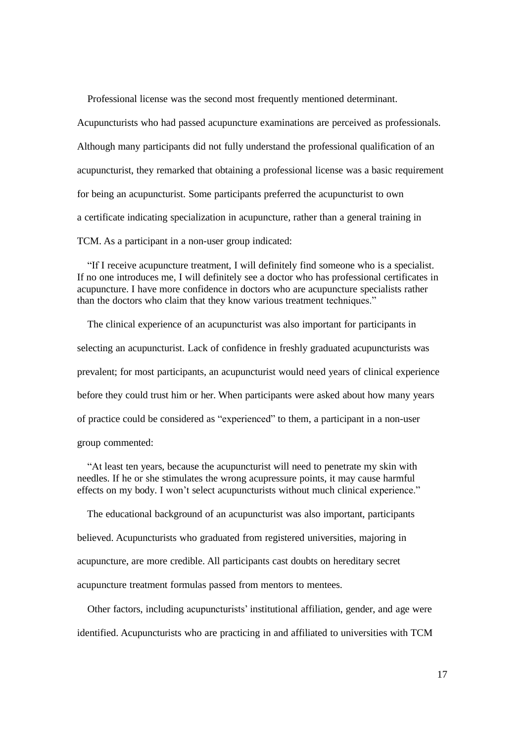Professional license was the second most frequently mentioned determinant. Acupuncturists who had passed acupuncture examinations are perceived as professionals. Although many participants did not fully understand the professional qualification of an acupuncturist, they remarked that obtaining a professional license was a basic requirement for being an acupuncturist. Some participants preferred the acupuncturist to own a certificate indicating specialization in acupuncture, rather than a general training in TCM. As a participant in a non-user group indicated:

> "If I receive acupuncture treatment, I will definitely find someone who is a specialist. If no one introduces me, I will definitely see a doctor who has professional certificates in acupuncture. I have more confidence in doctors who are acupuncture specialists rather than the doctors who claim that they know various treatment techniques."

The clinical experience of an acupuncturist was also important for participants in selecting an acupuncturist. Lack of confidence in freshly graduated acupuncturists was prevalent; for most participants, an acupuncturist would need years of clinical experience before they could trust him or her. When participants were asked about how many years of practice could be considered as "experienced" to them, a participant in a non-user group commented:

> "At least ten years, because the acupuncturist will need to penetrate my skin with needles. If he or she stimulates the wrong acupressure points, it may cause harmful effects on my body. I won't select acupuncturists without much clinical experience."

The educational background of an acupuncturist was also important, participants believed. Acupuncturists who graduated from registered universities, majoring in acupuncture, are more credible. All participants cast doubts on hereditary secret acupuncture treatment formulas passed from mentors to mentees.

Other factors, including acupuncturists' institutional affiliation, gender, and age were identified. Acupuncturists who are practicing in and affiliated to universities with TCM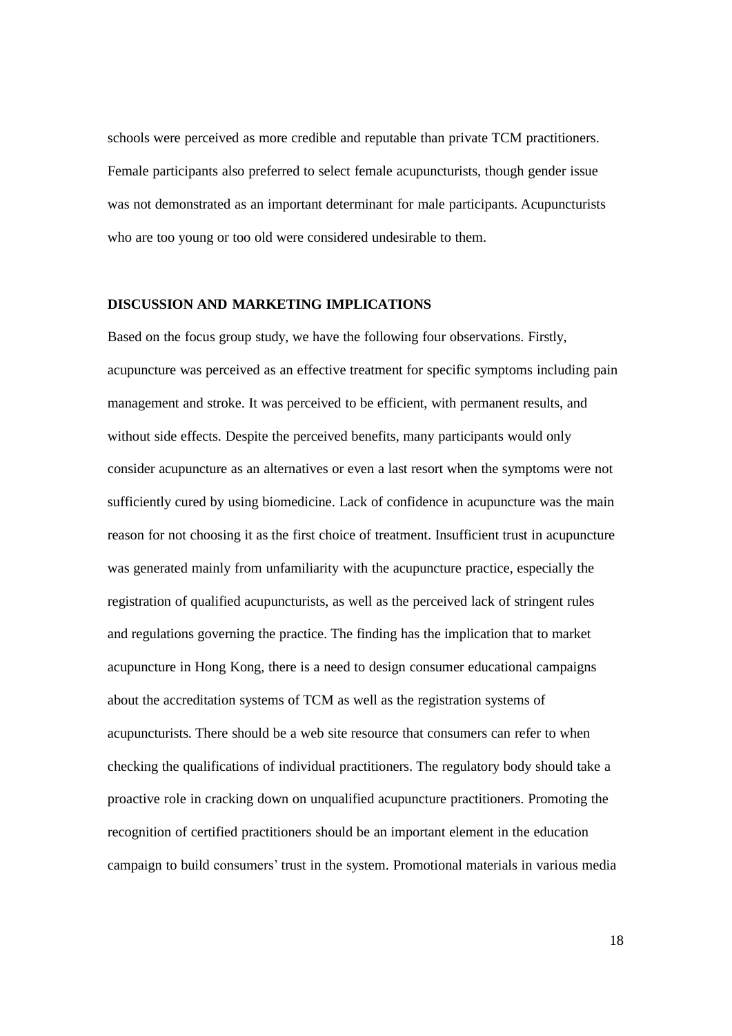schools were perceived as more credible and reputable than private TCM practitioners. Female participants also preferred to select female acupuncturists, though gender issue was not demonstrated as an important determinant for male participants. Acupuncturists who are too young or too old were considered undesirable to them.

## DISCUSSION AND MARKETING IMPLICATIONS

Based on the focus group study, we have the following four observations. Firstly, acupuncture was perceived as an effective treatment for specific symptoms including pain management and stroke. It was perceived to be efficient, with permanent results, and without side effects. Despite the perceived benefits, many participants would only consider acupuncture as an alternatives or even a last resort when the symptoms were not sufficiently cured by using biomedicine. Lack of confidence in acupuncture was the main reason for not choosing it as the first choice of treatment. Insufficient trust in acupuncture was generated mainly from unfamiliarity with the acupuncture practice, especially the registration of qualified acupuncturists, as well as the perceived lack of stringent rules and regulations governing the practice. The finding has the implication that to market acupuncture in Hong Kong, there is a need to design consumer educational campaigns about the accreditation systems of TCM as well as the registration systems of acupuncturists. There should be a web site resource that consumers can refer to when checking the qualifications of individual practitioners. The regulatory body should take a proactive role in cracking down on unqualified acupuncture practitioners. Promoting the recognition of certified practitioners should be an important element in the education campaign to build consumers' trust in the system. Promotional materials in various media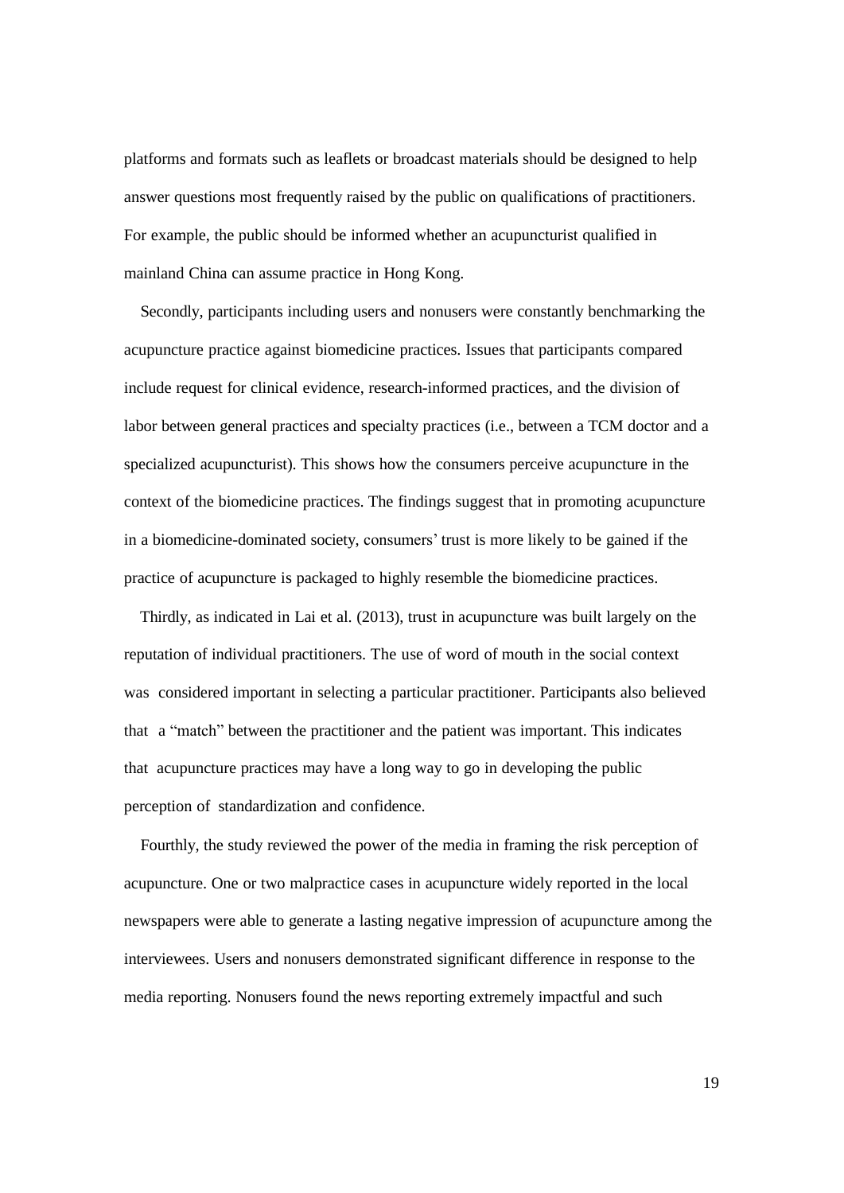platforms and formats such as leaflets or broadcast materials should be designed to help answer questions most frequently raised by the public on qualifications of practitioners. For example, the public should be informed whether an acupuncturist qualified in mainland China can assume practice in Hong Kong.

Secondly, participants including users and nonusers were constantly benchmarking the acupuncture practice against biomedicine practices. Issues that participants compared include request for clinical evidence, research-informed practices, and the division of labor between general practices and specialty practices (i.e., between a TCM doctor and a specialized acupuncturist). This shows how the consumers perceive acupuncture in the context of the biomedicine practices. The findings suggest that in promoting acupuncture in a biomedicine-dominated society, consumers' trust is more likely to be gained if the practice of acupuncture is packaged to highly resemble the biomedicine practices.

Thirdly, as indicated in Lai et al. (2013), trust in acupuncture was built largely on the reputation of individual practitioners. The use of word of mouth in the social context was considered important in selecting a particular practitioner. Participants also believed that a "match" between the practitioner and the patient was important. This indicates that acupuncture practices may have a long way to go in developing the public perception of standardization and confidence.

Fourthly, the study reviewed the power of the media in framing the risk perception of acupuncture. One or two malpractice cases in acupuncture widely reported in the local newspapers were able to generate a lasting negative impression of acupuncture among the interviewees. Users and nonusers demonstrated significant difference in response to the media reporting. Nonusers found the news reporting extremely impactful and such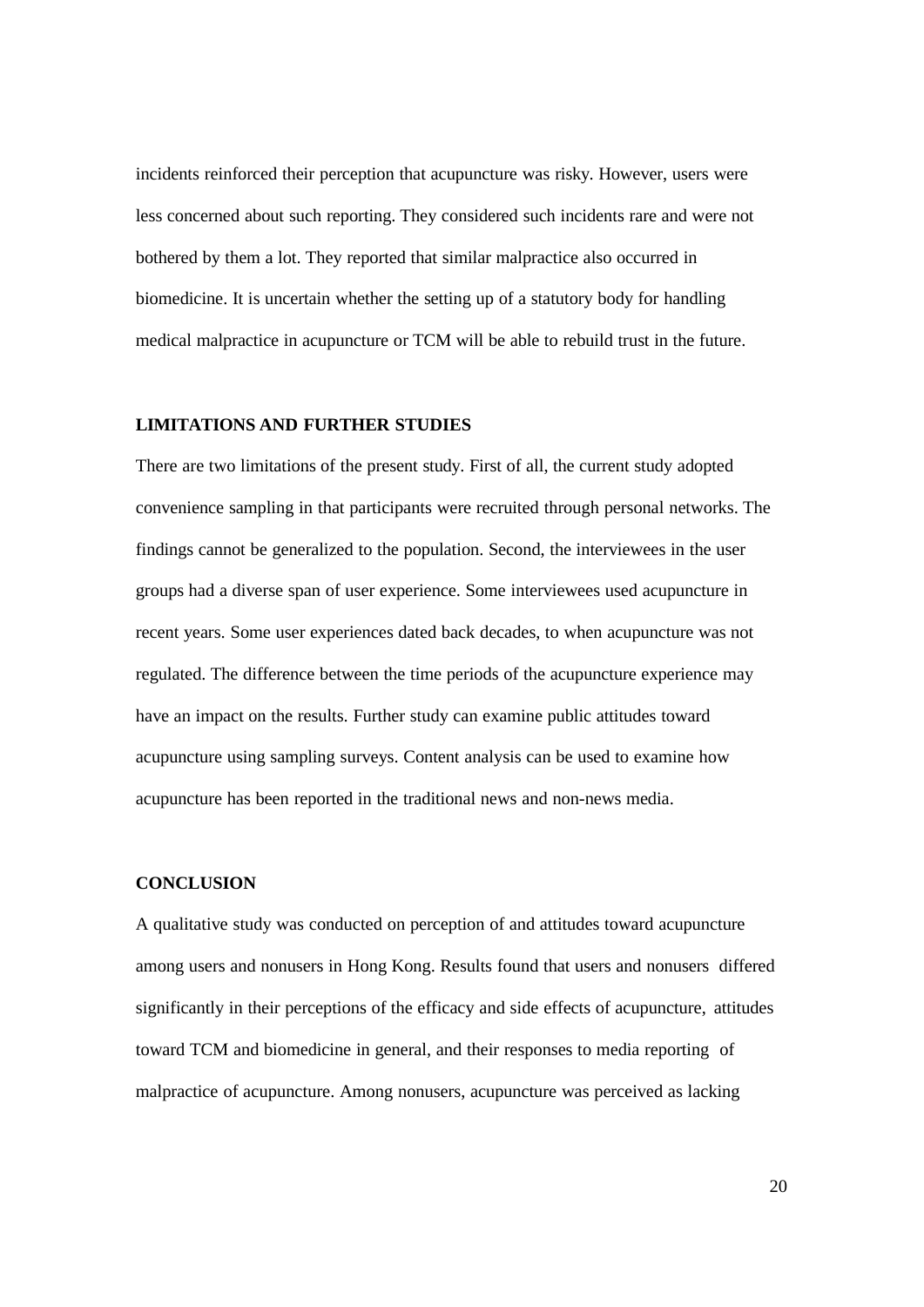incidents reinforced their perception that acupuncture was risky. However, users were less concerned about such reporting. They considered such incidents rare and were not bothered by them a lot. They reported that similar malpractice also occurred in biomedicine. It is uncertain whether the setting up of a statutory body for handling medical malpractice in acupuncture or TCM will be able to rebuild trust in the future.

## LIMITATIONS AND FURTHER STUDIES

There are two limitations of the present study. First of all, the current study adopted convenience sampling in that participants were recruited through personal networks. The findings cannot be generalized to the population. Second, the interviewees in the user groups had a diverse span of user experience. Some interviewees used acupuncture in recent years. Some user experiences dated back decades, to when acupuncture was not regulated. The difference between the time periods of the acupuncture experience may have an impact on the results. Further study can examine public attitudes toward acupuncture using sampling surveys. Content analysis can be used to examine how acupuncture has been reported in the traditional news and non-news media.

## CONCLUSION

A qualitative study was conducted on perception of and attitudes toward acupuncture among users and nonusers in Hong Kong. Results found that users and nonusers differed significantly in their perceptions of the efficacy and side effects of acupuncture, attitudes toward TCM and biomedicine in general, and their responses to media reporting of malpractice of acupuncture. Among nonusers, acupuncture was perceived as lacking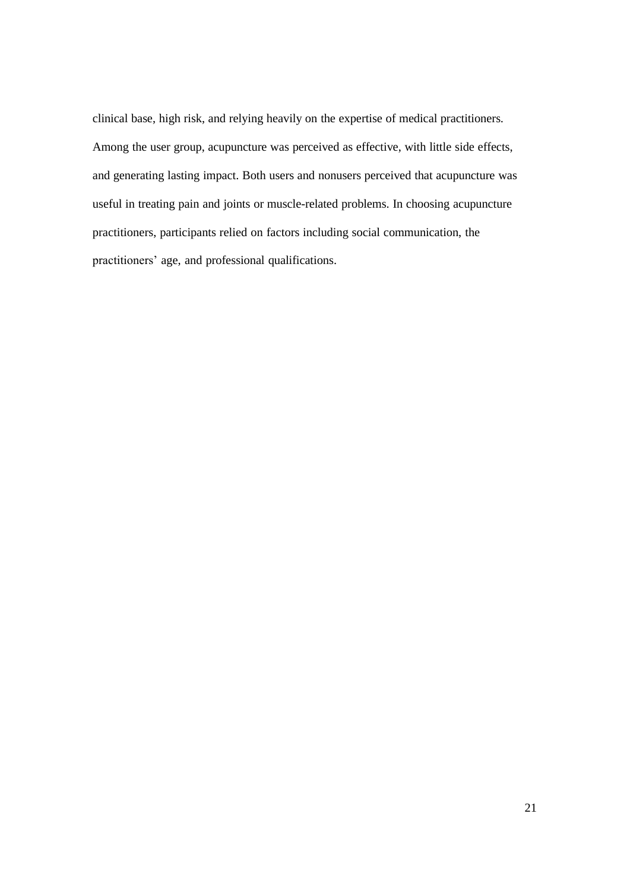clinical base, high risk, and relying heavily on the expertise of medical practitioners. Among the user group, acupuncture was perceived as effective, with little side effects, and generating lasting impact. Both users and nonusers perceived that acupuncture was useful in treating pain and joints or muscle-related problems. In choosing acupuncture practitioners, participants relied on factors including social communication, the practitioners' age, and professional qualifications.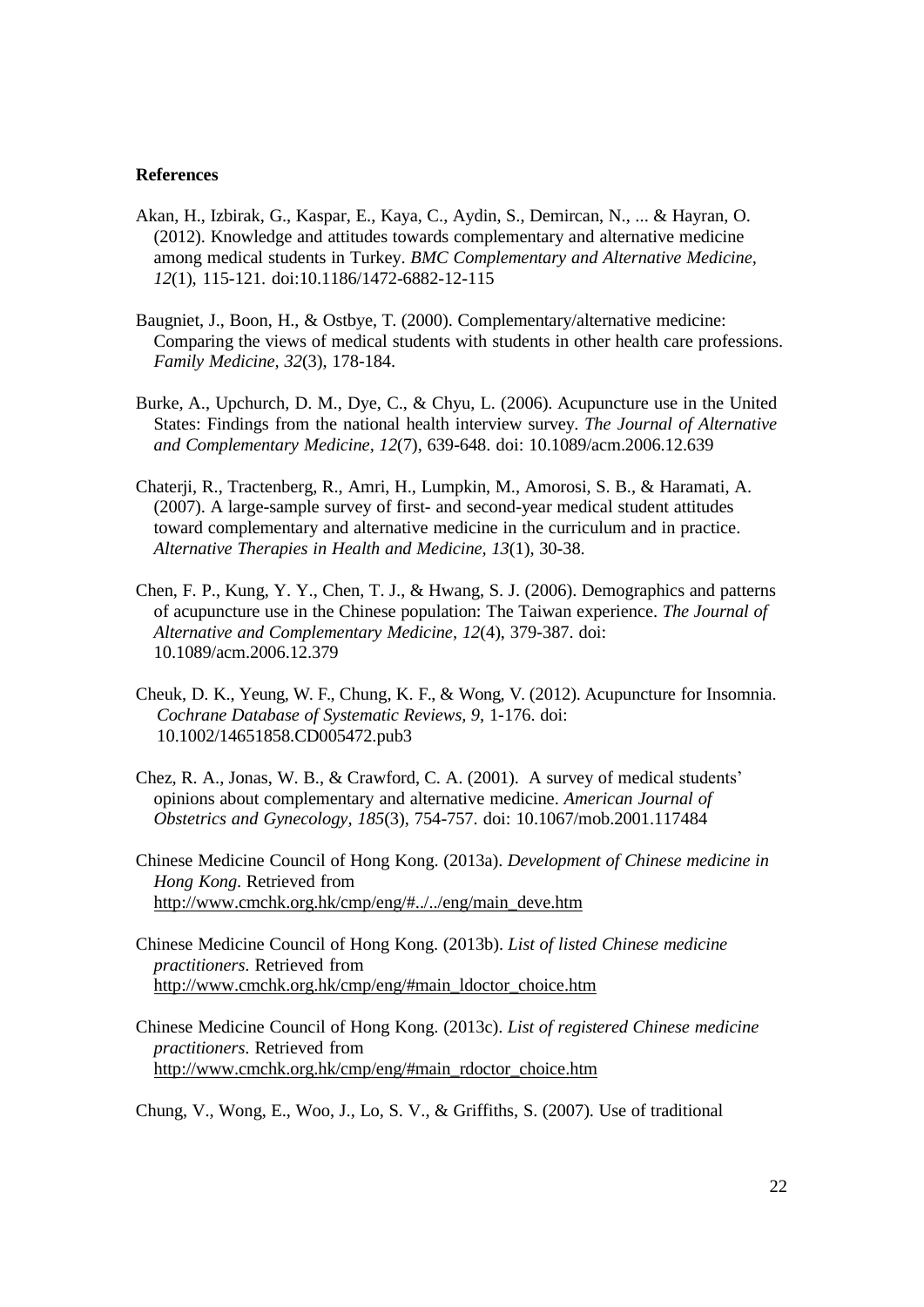**References**

Akan, H., Izbirak, G., Kaspar, E., Kaya, C., Aydin, S., Demircan, N., ... & Hayran, O. (2012). Knowledge and attitudes towards complementary and alternative medicine among medical students in Turkey. *BMC Complementary and Alternative Medicine, 12*(1), 115-121. doi:10.1186/1472-6882-12-115

Baugniet, J., Boon, H., & Ostbye, T. (2000). Complementary/alternative medicine: Comparing the views of medical students with students in other health care professions. *Family Medicine, 32*(3), 178-184.

Burke, A., Upchurch, D. M., Dye, C., & Chyu, L. (2006). Acupuncture use in the United States: Findings from the national health interview survey. *The Journal of Alternative and Complementary Medicine, 12*(7), 639-648. doi: 10.1089/acm.2006.12.639

Chaterji, R., Tractenberg, R., Amri, H., Lumpkin, M., Amorosi, S. B., & Haramati, A. (2007). A large-sample survey of first- and second-year medical student attitudes toward complementary and alternative medicine in the curriculum and in practice. *Alternative Therapies in Health and Medicine, 13*(1), 30-38.

Chen, F. P., Kung, Y. Y., Chen, T. J., & Hwang, S. J. (2006). Demographics and patterns of acupuncture use in the Chinese population: The Taiwan experience. *The Journal of Alternative and Complementary Medicine, 12*(4), 379-387. doi: 10.1089/acm.2006.12.379

Cheuk, D. K., Yeung, W. F., Chung, K. F., & Wong, V. (2012). Acupuncture for Insomnia. *Cochrane Database of Systematic Reviews, 9*, 1-176. doi: 10.1002/14651858.CD005472.pub3

Chez, R. A., Jonas, W. B., & Crawford, C. A. (2001). A survey of medical students' opinions about complementary and alternative medicine. *American Journal of Obstetrics and Gynecology, 185*(3), 754-757. doi: 10.1067/mob.2001.117484

Chinese Medicine Council of Hong Kong. (2013a). *Development of Chinese medicine in Hong Kong*. Retrieved from http://www.cmchk.org.hk/cmp/eng/#../../eng/main_deve.htm

Chinese Medicine Council of Hong Kong. (2013b). *List of listed Chinese medicine practitioners*. Retrieved from http://www.cmchk.org.hk/cmp/eng/#main_ldoctor_choice.htm

Chinese Medicine Council of Hong Kong. (2013c). *List of registered Chinese medicine practitioners*. Retrieved from http://www.cmchk.org.hk/cmp/eng/#main_rdoctor_choice.htm

Chung, V., Wong, E., Woo, J., Lo, S. V., & Griffiths, S. (2007). Use of traditional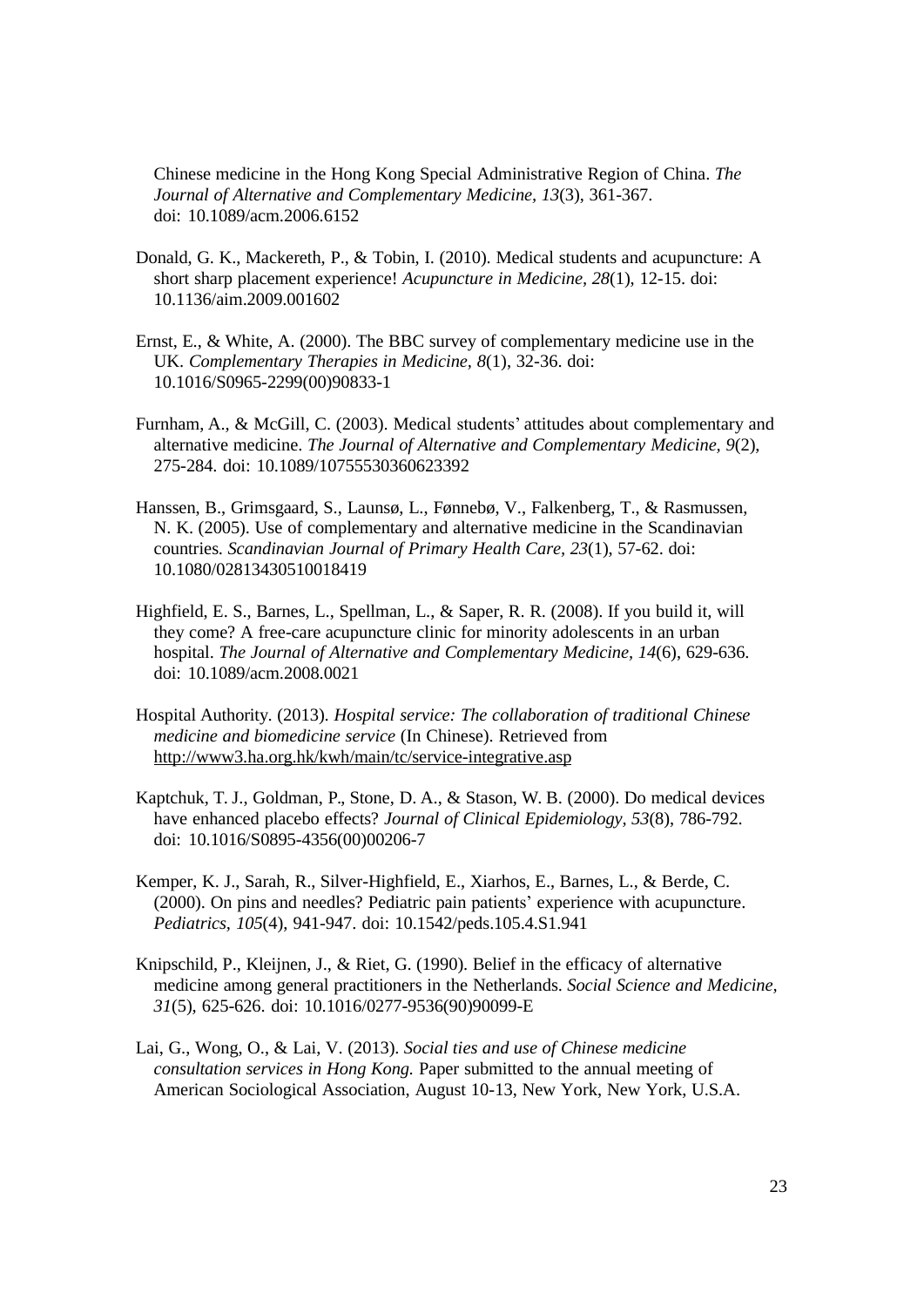Chinese medicine in the Hong Kong Special Administrative Region of China. *The Journal of Alternative and Complementary Medicine, 13*(3), 361-367. doi: 10.1089/acm.2006.6152

Donald, G. K., Mackereth, P., & Tobin, I. (2010). Medical students and acupuncture: A short sharp placement experience! *Acupuncture in Medicine, 28*(1), 12-15. doi: 10.1136/aim.2009.001602

Ernst, E., & White, A. (2000). The BBC survey of complementary medicine use in the UK. *Complementary Therapies in Medicine, 8*(1), 32-36. doi: 10.1016/S0965-2299(00)90833-1

Furnham, A., & McGill, C. (2003). Medical students' attitudes about complementary and alternative medicine. *The Journal of Alternative and Complementary Medicine, 9*(2), 275-284. doi: 10.1089/10755530360623392

Hanssen, B., Grimsgaard, S., Launsø, L., Fønnebø, V., Falkenberg, T., & Rasmussen, N. K. (2005). Use of complementary and alternative medicine in the Scandinavian countries. *Scandinavian Journal of Primary Health Care, 23*(1), 57-62. doi: 10.1080/02813430510018419

Highfield, E. S., Barnes, L., Spellman, L., & Saper, R. R. (2008). If you build it, will they come? A free-care acupuncture clinic for minority adolescents in an urban hospital. *The Journal of Alternative and Complementary Medicine, 14*(6), 629-636. doi: 10.1089/acm.2008.0021

Hospital Authority. (2013). *Hospital service: The collaboration of traditional Chinese medicine and biomedicine service* (In Chinese). Retrieved from http://www3.ha.org.hk/kwh/main/tc/service-integrative.asp

Kaptchuk, T. J., Goldman, P., Stone, D. A., & Stason, W. B. (2000). Do medical devices have enhanced placebo effects? *Journal of Clinical Epidemiology, 53*(8), 786-792. doi: 10.1016/S0895-4356(00)00206-7

Kemper, K. J., Sarah, R., Silver-Highfield, E., Xiarhos, E., Barnes, L., & Berde, C. (2000). On pins and needles? Pediatric pain patients' experience with acupuncture. *Pediatrics, 105*(4), 941-947. doi: 10.1542/peds.105.4.S1.941

Knipschild, P., Kleijnen, J., & Riet, G. (1990). Belief in the efficacy of alternative medicine among general practitioners in the Netherlands. *Social Science and Medicine, 31*(5), 625-626. doi: 10.1016/0277-9536(90)90099-E

Lai, G., Wong, O., & Lai, V. (2013). *Social ties and use of Chinese medicine consultation services in Hong Kong.* Paper submitted to the annual meeting of American Sociological Association, August 10-13, New York, New York, U.S.A.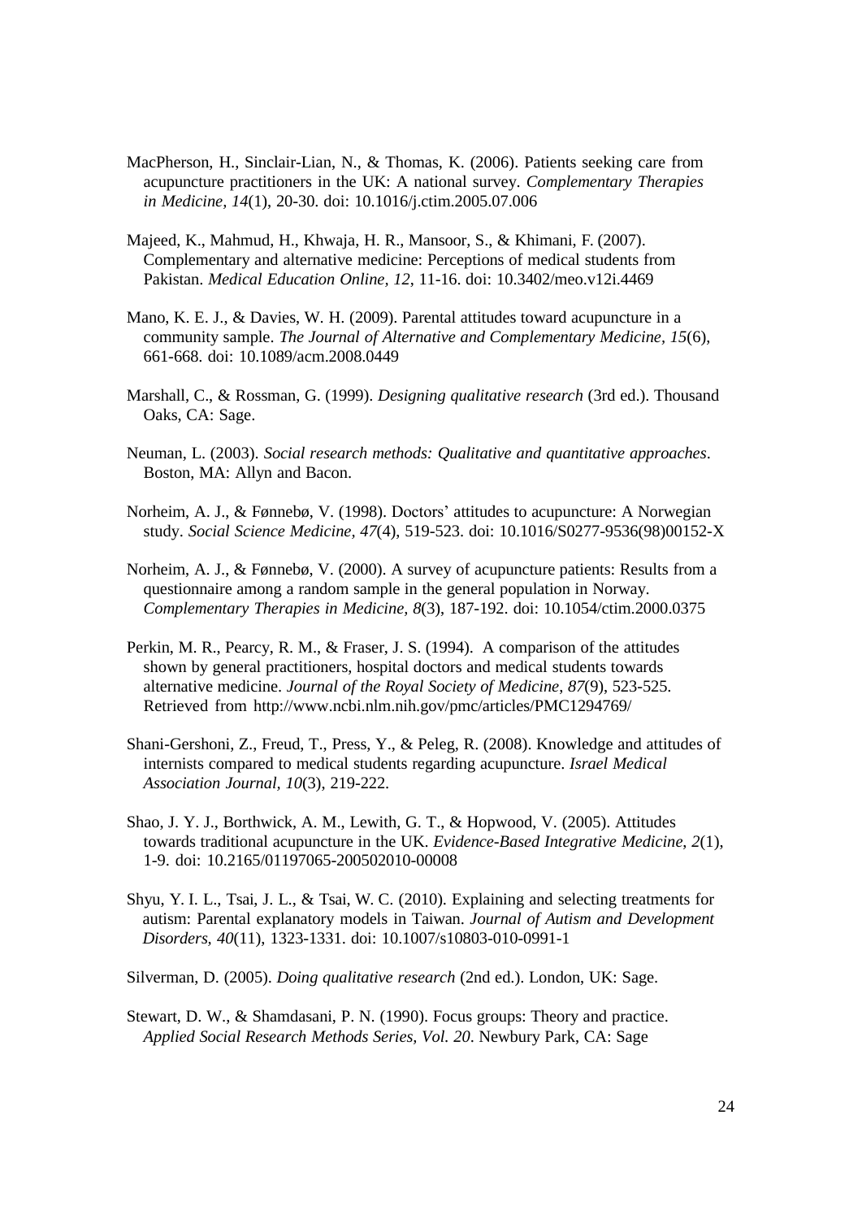MacPherson, H., Sinclair-Lian, N., & Thomas, K. (2006). Patients seeking care from acupuncture practitioners in the UK: A national survey. *Complementary Therapies in Medicine, 14*(1), 20-30. doi: 10.1016/j.ctim.2005.07.006

Majeed, K., Mahmud, H., Khwaja, H. R., Mansoor, S., & Khimani, F. (2007). Complementary and alternative medicine: Perceptions of medical students from Pakistan. *Medical Education Online, 12*, 11-16. doi: 10.3402/meo.v12i.4469

Mano, K. E. J., & Davies, W. H. (2009). Parental attitudes toward acupuncture in a community sample. *The Journal of Alternative and Complementary Medicine, 15*(6), 661-668. doi: 10.1089/acm.2008.0449

Marshall, C., & Rossman, G. (1999). *Designing qualitative research* (3rd ed.). Thousand Oaks, CA: Sage.

Neuman, L. (2003). *Social research methods: Qualitative and quantitative approaches*. Boston, MA: Allyn and Bacon.

Norheim, A. J., & Fønnebø, V. (1998). Doctors' attitudes to acupuncture: A Norwegian study. *Social Science Medicine, 47*(4), 519-523. doi: 10.1016/S0277-9536(98)00152-X

Norheim, A. J., & Fønnebø, V. (2000). A survey of acupuncture patients: Results from a questionnaire among a random sample in the general population in Norway. *Complementary Therapies in Medicine, 8*(3), 187-192. doi: 10.1054/ctim.2000.0375

Perkin, M. R., Pearcy, R. M., & Fraser, J. S. (1994). A comparison of the attitudes shown by general practitioners, hospital doctors and medical students towards alternative medicine. *Journal of the Royal Society of Medicine, 87*(9), 523-525. Retrieved from http://www.ncbi.nlm.nih.gov/pmc/articles/PMC1294769/

Shani-Gershoni, Z., Freud, T., Press, Y., & Peleg, R. (2008). Knowledge and attitudes of internists compared to medical students regarding acupuncture. *Israel Medical Association Journal, 10*(3), 219-222.

Shao, J. Y. J., Borthwick, A. M., Lewith, G. T., & Hopwood, V. (2005). Attitudes towards traditional acupuncture in the UK. *Evidence-Based Integrative Medicine, 2*(1), 1-9. doi: 10.2165/01197065-200502010-00008

Shyu, Y. I. L., Tsai, J. L., & Tsai, W. C. (2010). Explaining and selecting treatments for autism: Parental explanatory models in Taiwan. *Journal of Autism and Development Disorders, 40*(11), 1323-1331. doi: 10.1007/s10803-010-0991-1

Silverman, D. (2005). *Doing qualitative research* (2nd ed.). London, UK: Sage.

Stewart, D. W., & Shamdasani, P. N. (1990). Focus groups: Theory and practice. *Applied Social Research Methods Series, Vol. 20*. Newbury Park, CA: Sage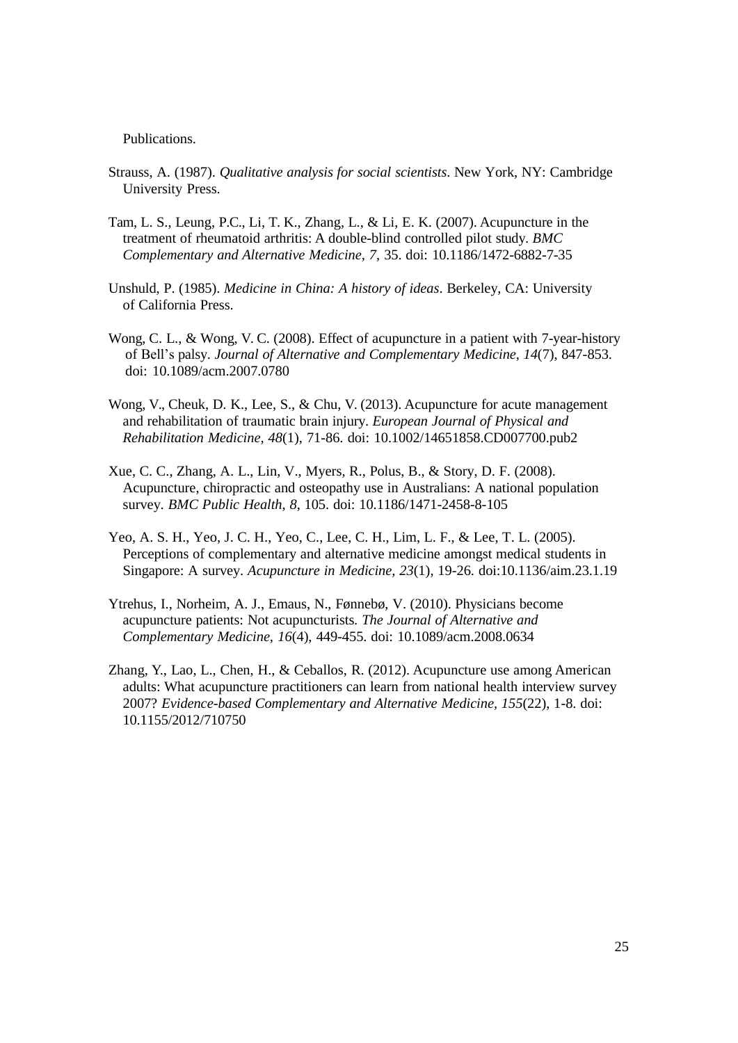Publications.

Strauss, A. (1987). *Qualitative analysis for social scientists*. New York, NY: Cambridge University Press.

Tam, L. S., Leung, P.C., Li, T. K., Zhang, L., & Li, E. K. (2007). Acupuncture in the treatment of rheumatoid arthritis: A double-blind controlled pilot study. *BMC Complementary and Alternative Medicine, 7*, 35. doi: 10.1186/1472-6882-7-35

Unshuld, P. (1985). *Medicine in China: A history of ideas*. Berkeley, CA: University of California Press.

Wong, C. L., & Wong, V. C. (2008). Effect of acupuncture in a patient with 7-year-history of Bell's palsy. *Journal of Alternative and Complementary Medicine, 14*(7), 847-853. doi: 10.1089/acm.2007.0780

Wong, V., Cheuk, D. K., Lee, S., & Chu, V. (2013). Acupuncture for acute management and rehabilitation of traumatic brain injury. *European Journal of Physical and Rehabilitation Medicine, 48*(1), 71-86. doi: 10.1002/14651858.CD007700.pub2

Xue, C. C., Zhang, A. L., Lin, V., Myers, R., Polus, B., & Story, D. F. (2008). Acupuncture, chiropractic and osteopathy use in Australians: A national population survey. *BMC Public Health, 8*, 105. doi: 10.1186/1471-2458-8-105

Yeo, A. S. H., Yeo, J. C. H., Yeo, C., Lee, C. H., Lim, L. F., & Lee, T. L. (2005). Perceptions of complementary and alternative medicine amongst medical students in Singapore: A survey. *Acupuncture in Medicine, 23*(1), 19-26. doi:10.1136/aim.23.1.19

Ytrehus, I., Norheim, A. J., Emaus, N., Fønnebø, V. (2010). Physicians become acupuncture patients: Not acupuncturists. *The Journal of Alternative and Complementary Medicine, 16*(4), 449-455. doi: 10.1089/acm.2008.0634

Zhang, Y., Lao, L., Chen, H., & Ceballos, R. (2012). Acupuncture use among American adults: What acupuncture practitioners can learn from national health interview survey 2007? *Evidence-based Complementary and Alternative Medicine, 155*(22), 1-8. doi: 10.1155/2012/710750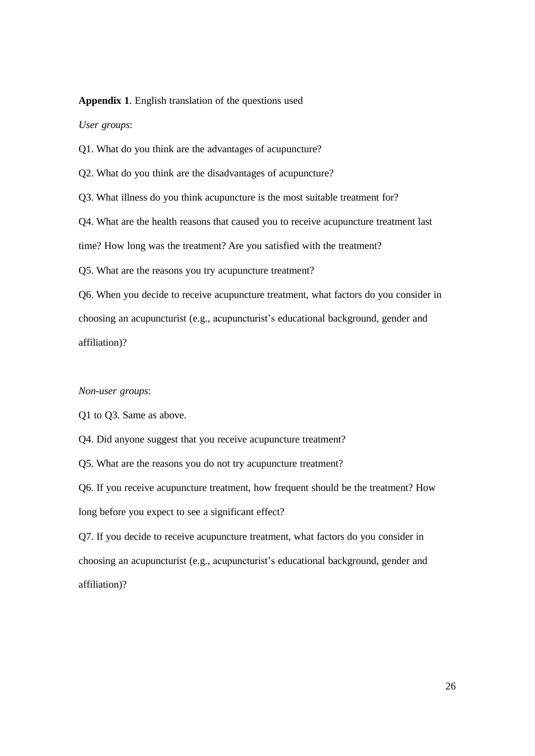**Appendix 1**. English translation of the questions used

*User groups*:

Q1. What do you think are the advantages of acupuncture?

Q2. What do you think are the disadvantages of acupuncture?

Q3. What illness do you think acupuncture is the most suitable treatment for?

Q4. What are the health reasons that caused you to receive acupuncture treatment last time? How long was the treatment? Are you satisfied with the treatment?

Q5. What are the reasons you try acupuncture treatment?

Q6. When you decide to receive acupuncture treatment, what factors do you consider in choosing an acupuncturist (e.g., acupuncturist's educational background, gender and affiliation)?

*Non-user groups*:

Q1 to Q3. Same as above.

Q4. Did anyone suggest that you receive acupuncture treatment?

Q5. What are the reasons you do not try acupuncture treatment?

Q6. If you receive acupuncture treatment, how frequent should be the treatment? How long before you expect to see a significant effect?

Q7. If you decide to receive acupuncture treatment, what factors do you consider in choosing an acupuncturist (e.g., acupuncturist's educational background, gender and affiliation)?